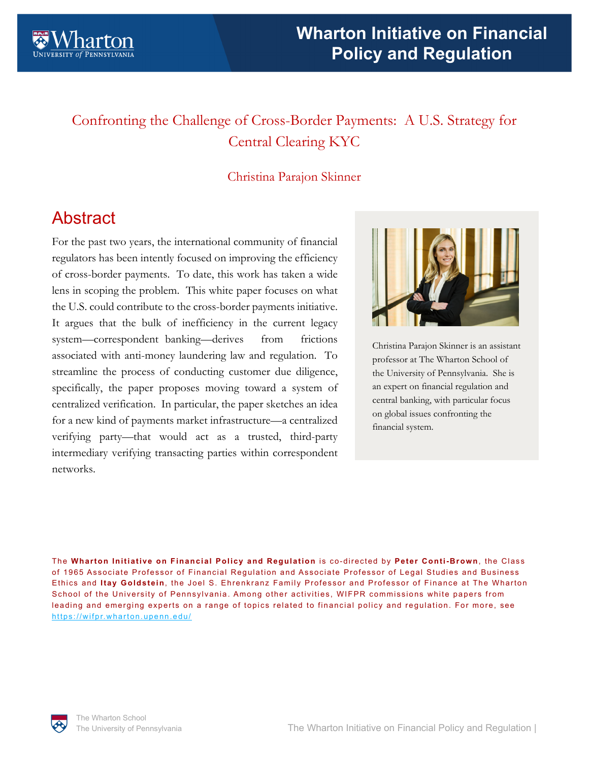# Wharton Initiative on Financial Policy and Regulation

## Confronting the Challenge of Cross-Border Payments: A U.S. Strategy for Central Clearing KYC

Christina Parajon Skinner

## Abstract

For the past two years, the international community of financial regulators has been intently focused on improving the efficiency of cross-border payments. To date, this work has taken a wide lens in scoping the problem. This white paper focuses on what the U.S. could contribute to the cross-border payments initiative. It argues that the bulk of inefficiency in the current legacy system—correspondent banking—derives from frictions associated with anti-money laundering law and regulation. To streamline the process of conducting customer due diligence, specifically, the paper proposes moving toward a system of centralized verification. In particular, the paper sketches an idea for a new kind of payments market infrastructure—a centralized verifying party—that would act as a trusted, third-party intermediary verifying transacting parties within correspondent networks.

Christina Parajon Skinner is an assistant professor at The Wharton School of the University of Pennsylvania. She is an expert on financial regulation and central banking, with particular focus on global issues confronting the financial system.

The **Wharton Initiative on Financial Policy and Regulation** is co-directed by **Peter Conti-Brown**, the Class of 1965 Associate Professor of Financial Regulation and Associate Professor of Legal Studies and Business Ethics and **Itay Goldstein**, the Joel S. Ehrenkranz Family Professor and Professor of Finance at The Wharton School of the University of Pennsylvania. Among other activities, WIFPR commissions white papers from leading and emerging experts on a range of topics related to financial policy and regulation. For more, see https://wifpr.wharton.upenn.edu/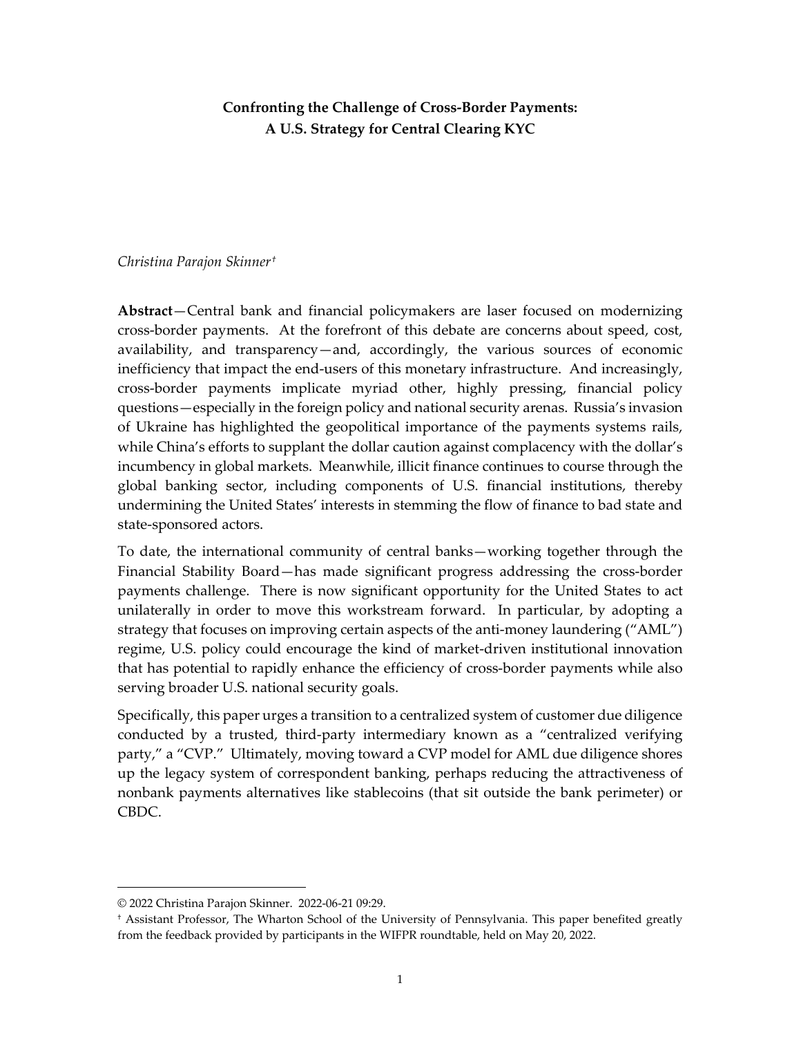**Confronting the Challenge of Cross-Border Payments:**
**A U.S. Strategy for Central Clearing KYC**

*Christina Parajon Skinner*[†]

**Abstract**—Central bank and financial policymakers are laser focused on modernizing cross-border payments. At the forefront of this debate are concerns about speed, cost, availability, and transparency—and, accordingly, the various sources of economic inefficiency that impact the end-users of this monetary infrastructure. And increasingly, cross-border payments implicate myriad other, highly pressing, financial policy questions—especially in the foreign policy and national security arenas. Russia's invasion of Ukraine has highlighted the geopolitical importance of the payments systems rails, while China's efforts to supplant the dollar caution against complacency with the dollar's incumbency in global markets. Meanwhile, illicit finance continues to course through the global banking sector, including components of U.S. financial institutions, thereby undermining the United States' interests in stemming the flow of finance to bad state and state-sponsored actors.

To date, the international community of central banks—working together through the Financial Stability Board—has made significant progress addressing the cross-border payments challenge. There is now significant opportunity for the United States to act unilaterally in order to move this workstream forward. In particular, by adopting a strategy that focuses on improving certain aspects of the anti-money laundering ("AML") regime, U.S. policy could encourage the kind of market-driven institutional innovation that has potential to rapidly enhance the efficiency of cross-border payments while also serving broader U.S. national security goals.

Specifically, this paper urges a transition to a centralized system of customer due diligence conducted by a trusted, third-party intermediary known as a "centralized verifying party," a "CVP." Ultimately, moving toward a CVP model for AML due diligence shores up the legacy system of correspondent banking, perhaps reducing the attractiveness of nonbank payments alternatives like stablecoins (that sit outside the bank perimeter) or CBDC.

---

© 2022 Christina Parajon Skinner. 2022-06-21 09:29.

[†] Assistant Professor, The Wharton School of the University of Pennsylvania. This paper benefited greatly from the feedback provided by participants in the WIFPR roundtable, held on May 20, 2022.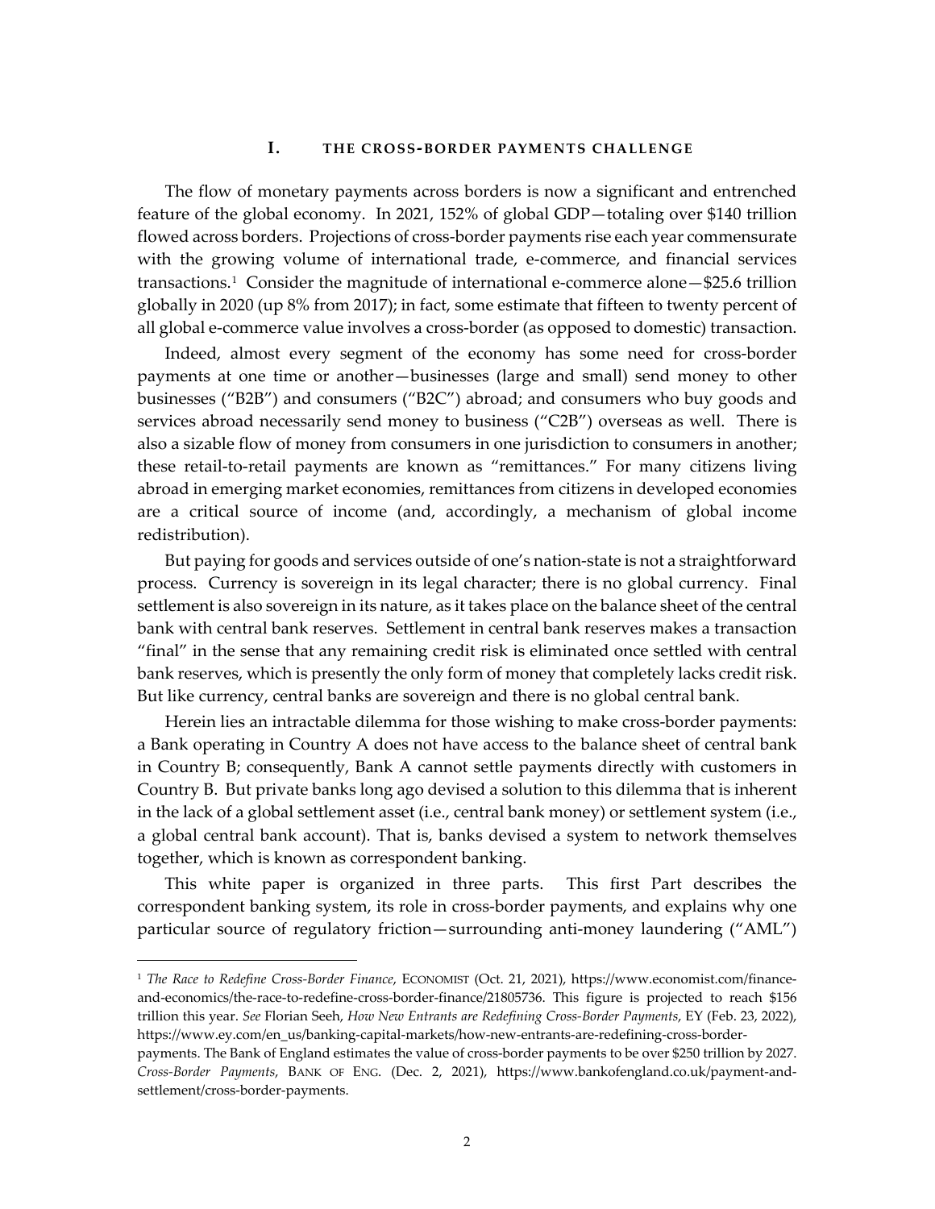## I. THE CROSS-BORDER PAYMENTS CHALLENGE

The flow of monetary payments across borders is now a significant and entrenched feature of the global economy. In 2021, 152% of global GDP—totaling over $140 trillion flowed across borders. Projections of cross-border payments rise each year commensurate with the growing volume of international trade, e-commerce, and financial services transactions.[1] Consider the magnitude of international e-commerce alone—$25.6 trillion globally in 2020 (up 8% from 2017); in fact, some estimate that fifteen to twenty percent of all global e-commerce value involves a cross-border (as opposed to domestic) transaction.

Indeed, almost every segment of the economy has some need for cross-border payments at one time or another—businesses (large and small) send money to other businesses ("B2B") and consumers ("B2C") abroad; and consumers who buy goods and services abroad necessarily send money to business ("C2B") overseas as well. There is also a sizable flow of money from consumers in one jurisdiction to consumers in another; these retail-to-retail payments are known as "remittances." For many citizens living abroad in emerging market economies, remittances from citizens in developed economies are a critical source of income (and, accordingly, a mechanism of global income redistribution).

But paying for goods and services outside of one's nation-state is not a straightforward process. Currency is sovereign in its legal character; there is no global currency. Final settlement is also sovereign in its nature, as it takes place on the balance sheet of the central bank with central bank reserves. Settlement in central bank reserves makes a transaction "final" in the sense that any remaining credit risk is eliminated once settled with central bank reserves, which is presently the only form of money that completely lacks credit risk. But like currency, central banks are sovereign and there is no global central bank.

Herein lies an intractable dilemma for those wishing to make cross-border payments: a Bank operating in Country A does not have access to the balance sheet of central bank in Country B; consequently, Bank A cannot settle payments directly with customers in Country B. But private banks long ago devised a solution to this dilemma that is inherent in the lack of a global settlement asset (i.e., central bank money) or settlement system (i.e., a global central bank account). That is, banks devised a system to network themselves together, which is known as correspondent banking.

This white paper is organized in three parts. This first Part describes the correspondent banking system, its role in cross-border payments, and explains why one particular source of regulatory friction—surrounding anti-money laundering ("AML")

---

[1] *The Race to Redefine Cross-Border Finance*, ECONOMIST (Oct. 21, 2021), https://www.economist.com/finance-and-economics/the-race-to-redefine-cross-border-finance/21805736. This figure is projected to reach $156 trillion this year. *See* Florian Seeh, *How New Entrants are Redefining Cross-Border Payments*, EY (Feb. 23, 2022), https://www.ey.com/en_us/banking-capital-markets/how-new-entrants-are-redefining-cross-border-payments. The Bank of England estimates the value of cross-border payments to be over $250 trillion by 2027. *Cross-Border Payments*, BANK OF ENG. (Dec. 2, 2021), https://www.bankofengland.co.uk/payment-and-settlement/cross-border-payments.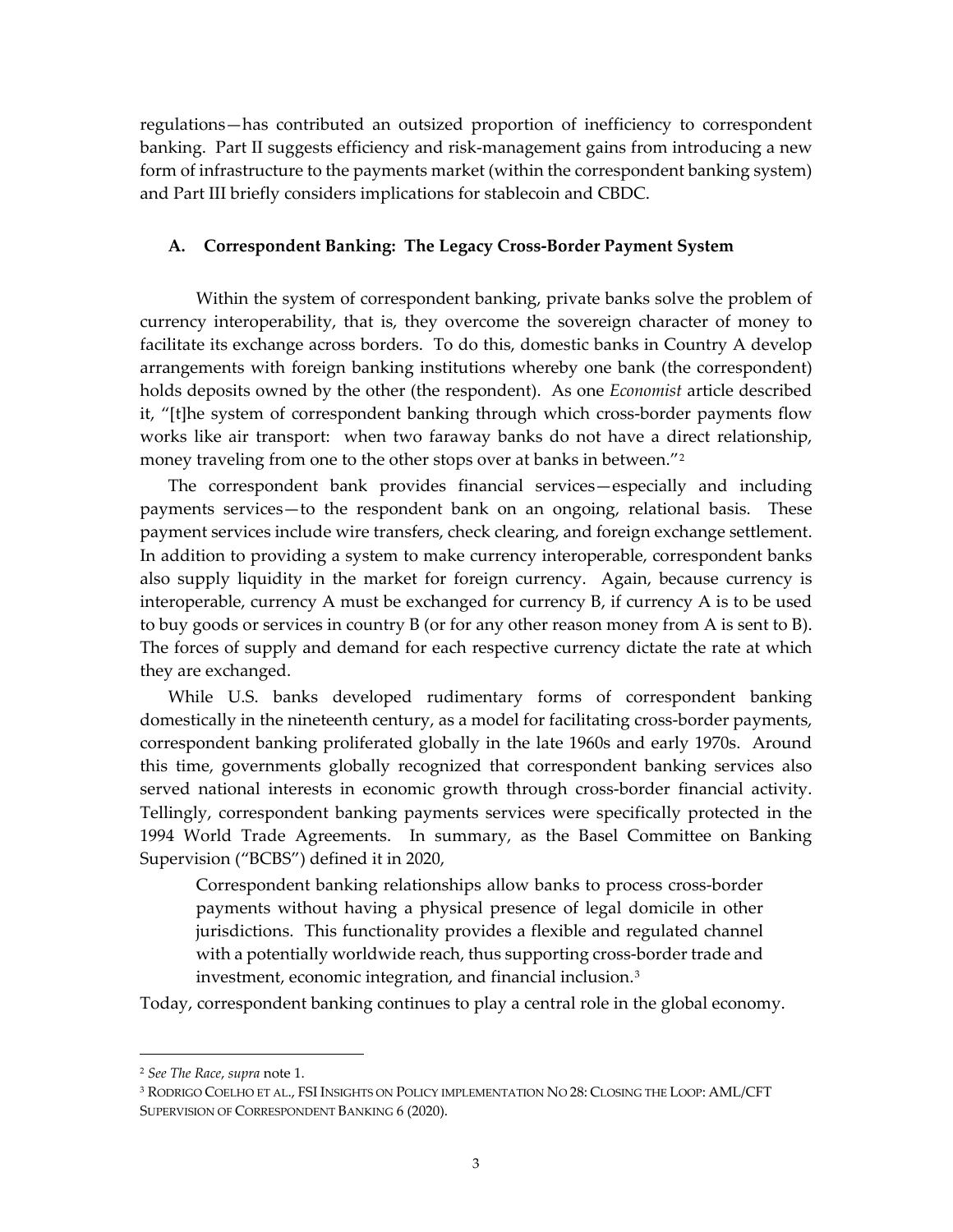regulations—has contributed an outsized proportion of inefficiency to correspondent banking. Part II suggests efficiency and risk-management gains from introducing a new form of infrastructure to the payments market (within the correspondent banking system) and Part III briefly considers implications for stablecoin and CBDC.

### A. Correspondent Banking: The Legacy Cross-Border Payment System

Within the system of correspondent banking, private banks solve the problem of currency interoperability, that is, they overcome the sovereign character of money to facilitate its exchange across borders. To do this, domestic banks in Country A develop arrangements with foreign banking institutions whereby one bank (the correspondent) holds deposits owned by the other (the respondent). As one *Economist* article described it, "[t]he system of correspondent banking through which cross-border payments flow works like air transport: when two faraway banks do not have a direct relationship, money traveling from one to the other stops over at banks in between."[2]

The correspondent bank provides financial services—especially and including payments services—to the respondent bank on an ongoing, relational basis. These payment services include wire transfers, check clearing, and foreign exchange settlement. In addition to providing a system to make currency interoperable, correspondent banks also supply liquidity in the market for foreign currency. Again, because currency is interoperable, currency A must be exchanged for currency B, if currency A is to be used to buy goods or services in country B (or for any other reason money from A is sent to B). The forces of supply and demand for each respective currency dictate the rate at which they are exchanged.

While U.S. banks developed rudimentary forms of correspondent banking domestically in the nineteenth century, as a model for facilitating cross-border payments, correspondent banking proliferated globally in the late 1960s and early 1970s. Around this time, governments globally recognized that correspondent banking services also served national interests in economic growth through cross-border financial activity. Tellingly, correspondent banking payments services were specifically protected in the 1994 World Trade Agreements. In summary, as the Basel Committee on Banking Supervision ("BCBS") defined it in 2020,

> Correspondent banking relationships allow banks to process cross-border payments without having a physical presence of legal domicile in other jurisdictions. This functionality provides a flexible and regulated channel with a potentially worldwide reach, thus supporting cross-border trade and investment, economic integration, and financial inclusion.[3]

Today, correspondent banking continues to play a central role in the global economy.

---

[2] *See The Race*, *supra* note 1.

[3] RODRIGO COELHO ET AL., FSI INSIGHTS ON POLICY IMPLEMENTATION NO 28: CLOSING THE LOOP: AML/CFT SUPERVISION OF CORRESPONDENT BANKING 6 (2020).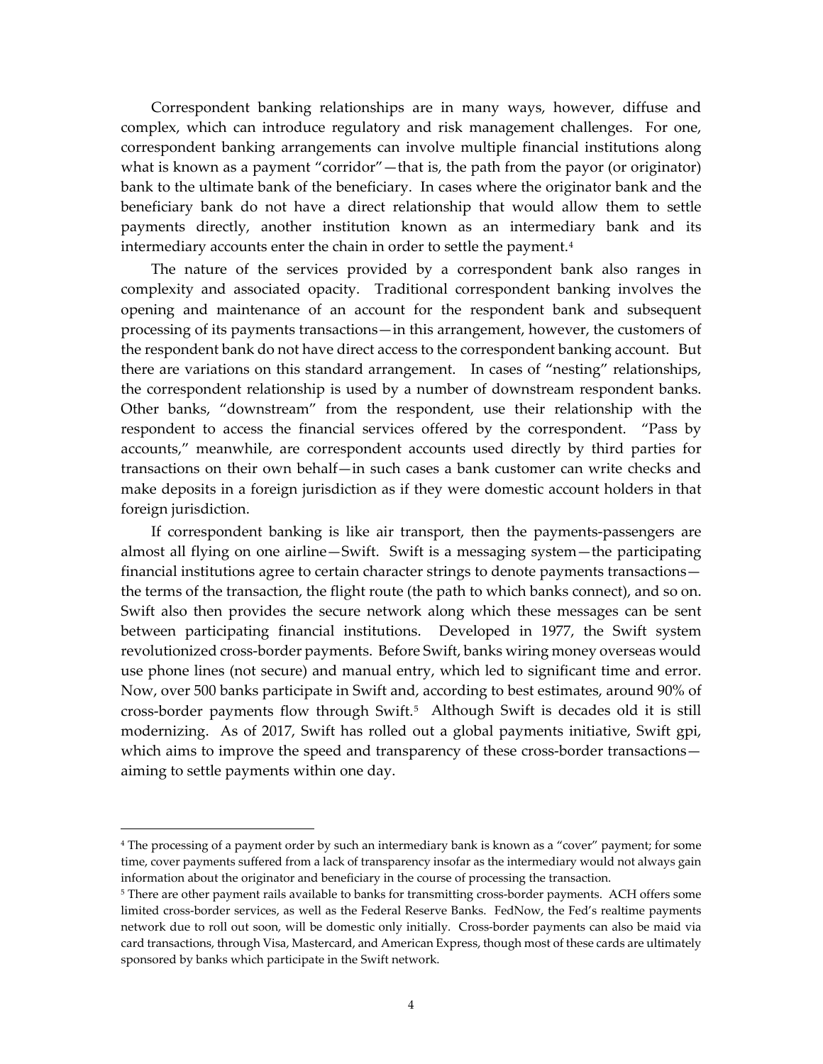Correspondent banking relationships are in many ways, however, diffuse and complex, which can introduce regulatory and risk management challenges. For one, correspondent banking arrangements can involve multiple financial institutions along what is known as a payment "corridor"—that is, the path from the payor (or originator) bank to the ultimate bank of the beneficiary. In cases where the originator bank and the beneficiary bank do not have a direct relationship that would allow them to settle payments directly, another institution known as an intermediary bank and its intermediary accounts enter the chain in order to settle the payment.[4]

The nature of the services provided by a correspondent bank also ranges in complexity and associated opacity. Traditional correspondent banking involves the opening and maintenance of an account for the respondent bank and subsequent processing of its payments transactions—in this arrangement, however, the customers of the respondent bank do not have direct access to the correspondent banking account. But there are variations on this standard arrangement. In cases of "nesting" relationships, the correspondent relationship is used by a number of downstream respondent banks. Other banks, "downstream" from the respondent, use their relationship with the respondent to access the financial services offered by the correspondent. "Pass by accounts," meanwhile, are correspondent accounts used directly by third parties for transactions on their own behalf—in such cases a bank customer can write checks and make deposits in a foreign jurisdiction as if they were domestic account holders in that foreign jurisdiction.

If correspondent banking is like air transport, then the payments-passengers are almost all flying on one airline—Swift. Swift is a messaging system—the participating financial institutions agree to certain character strings to denote payments transactions—the terms of the transaction, the flight route (the path to which banks connect), and so on. Swift also then provides the secure network along which these messages can be sent between participating financial institutions. Developed in 1977, the Swift system revolutionized cross-border payments. Before Swift, banks wiring money overseas would use phone lines (not secure) and manual entry, which led to significant time and error. Now, over 500 banks participate in Swift and, according to best estimates, around 90% of cross-border payments flow through Swift.[5] Although Swift is decades old it is still modernizing. As of 2017, Swift has rolled out a global payments initiative, Swift gpi, which aims to improve the speed and transparency of these cross-border transactions—aiming to settle payments within one day.

---

[4] The processing of a payment order by such an intermediary bank is known as a "cover" payment; for some time, cover payments suffered from a lack of transparency insofar as the intermediary would not always gain information about the originator and beneficiary in the course of processing the transaction.

[5] There are other payment rails available to banks for transmitting cross-border payments. ACH offers some limited cross-border services, as well as the Federal Reserve Banks. FedNow, the Fed's realtime payments network due to roll out soon, will be domestic only initially. Cross-border payments can also be maid via card transactions, through Visa, Mastercard, and American Express, though most of these cards are ultimately sponsored by banks which participate in the Swift network.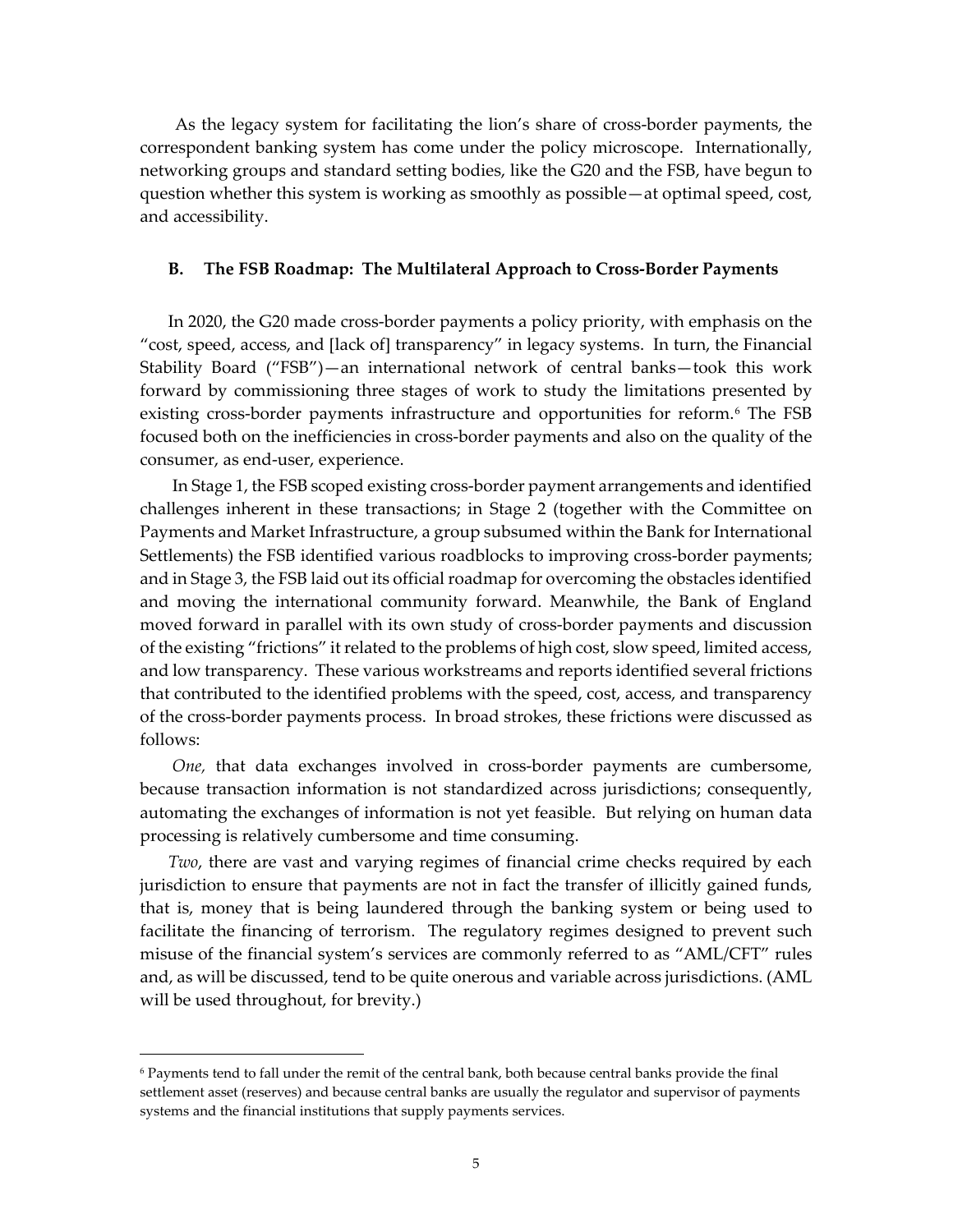As the legacy system for facilitating the lion's share of cross-border payments, the correspondent banking system has come under the policy microscope. Internationally, networking groups and standard setting bodies, like the G20 and the FSB, have begun to question whether this system is working as smoothly as possible—at optimal speed, cost, and accessibility.

### B. The FSB Roadmap: The Multilateral Approach to Cross-Border Payments

In 2020, the G20 made cross-border payments a policy priority, with emphasis on the "cost, speed, access, and [lack of] transparency" in legacy systems. In turn, the Financial Stability Board ("FSB")—an international network of central banks—took this work forward by commissioning three stages of work to study the limitations presented by existing cross-border payments infrastructure and opportunities for reform.[6] The FSB focused both on the inefficiencies in cross-border payments and also on the quality of the consumer, as end-user, experience.

In Stage 1, the FSB scoped existing cross-border payment arrangements and identified challenges inherent in these transactions; in Stage 2 (together with the Committee on Payments and Market Infrastructure, a group subsumed within the Bank for International Settlements) the FSB identified various roadblocks to improving cross-border payments; and in Stage 3, the FSB laid out its official roadmap for overcoming the obstacles identified and moving the international community forward. Meanwhile, the Bank of England moved forward in parallel with its own study of cross-border payments and discussion of the existing "frictions" it related to the problems of high cost, slow speed, limited access, and low transparency. These various workstreams and reports identified several frictions that contributed to the identified problems with the speed, cost, access, and transparency of the cross-border payments process. In broad strokes, these frictions were discussed as follows:

*One*, that data exchanges involved in cross-border payments are cumbersome, because transaction information is not standardized across jurisdictions; consequently, automating the exchanges of information is not yet feasible. But relying on human data processing is relatively cumbersome and time consuming.

*Two*, there are vast and varying regimes of financial crime checks required by each jurisdiction to ensure that payments are not in fact the transfer of illicitly gained funds, that is, money that is being laundered through the banking system or being used to facilitate the financing of terrorism. The regulatory regimes designed to prevent such misuse of the financial system's services are commonly referred to as "AML/CFT" rules and, as will be discussed, tend to be quite onerous and variable across jurisdictions. (AML will be used throughout, for brevity.)

---

[6] Payments tend to fall under the remit of the central bank, both because central banks provide the final settlement asset (reserves) and because central banks are usually the regulator and supervisor of payments systems and the financial institutions that supply payments services.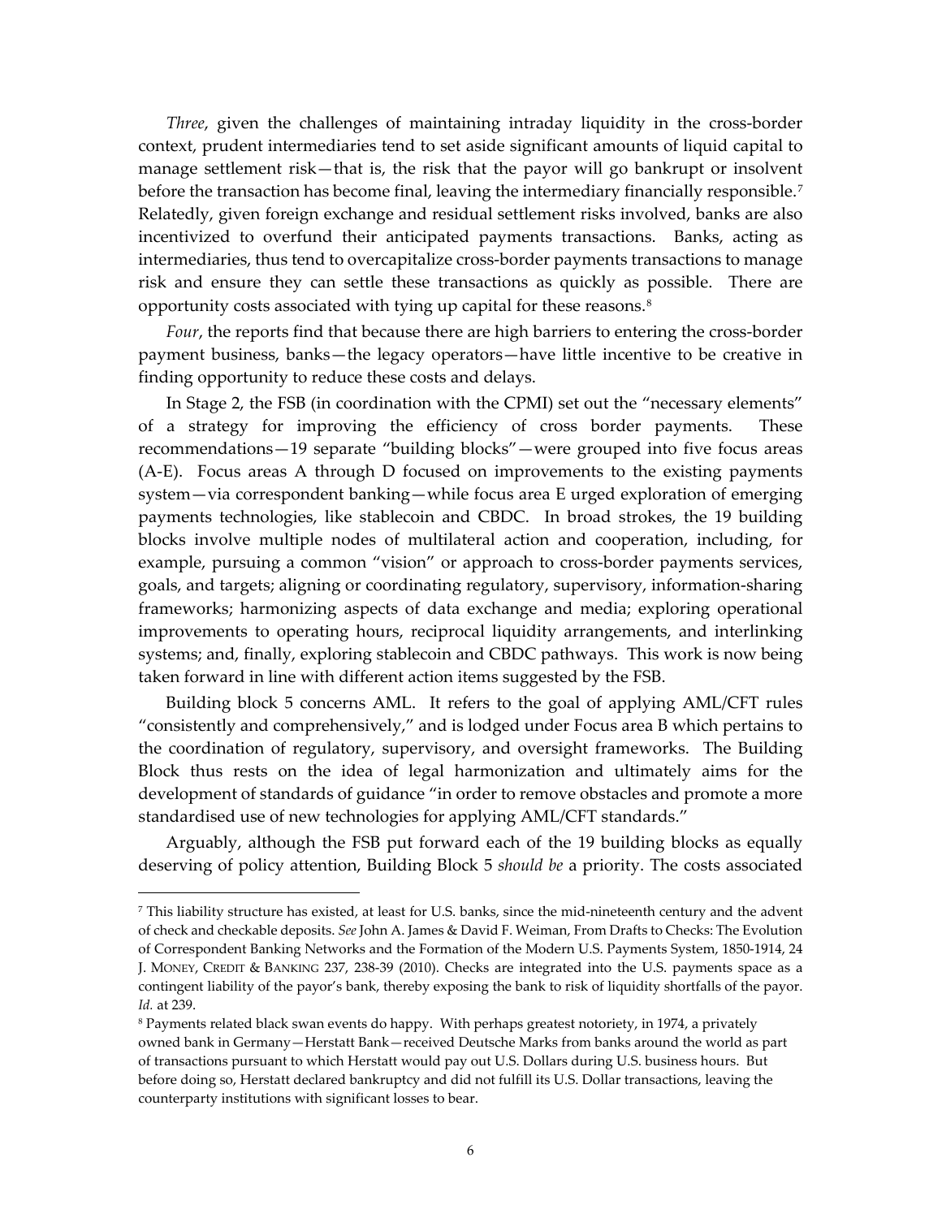*Three*, given the challenges of maintaining intraday liquidity in the cross-border context, prudent intermediaries tend to set aside significant amounts of liquid capital to manage settlement risk—that is, the risk that the payor will go bankrupt or insolvent before the transaction has become final, leaving the intermediary financially responsible.[7] Relatedly, given foreign exchange and residual settlement risks involved, banks are also incentivized to overfund their anticipated payments transactions. Banks, acting as intermediaries, thus tend to overcapitalize cross-border payments transactions to manage risk and ensure they can settle these transactions as quickly as possible. There are opportunity costs associated with tying up capital for these reasons.[8]

*Four*, the reports find that because there are high barriers to entering the cross-border payment business, banks—the legacy operators—have little incentive to be creative in finding opportunity to reduce these costs and delays.

In Stage 2, the FSB (in coordination with the CPMI) set out the "necessary elements" of a strategy for improving the efficiency of cross border payments. These recommendations—19 separate "building blocks"—were grouped into five focus areas (A-E). Focus areas A through D focused on improvements to the existing payments system—via correspondent banking—while focus area E urged exploration of emerging payments technologies, like stablecoin and CBDC. In broad strokes, the 19 building blocks involve multiple nodes of multilateral action and cooperation, including, for example, pursuing a common "vision" or approach to cross-border payments services, goals, and targets; aligning or coordinating regulatory, supervisory, information-sharing frameworks; harmonizing aspects of data exchange and media; exploring operational improvements to operating hours, reciprocal liquidity arrangements, and interlinking systems; and, finally, exploring stablecoin and CBDC pathways. This work is now being taken forward in line with different action items suggested by the FSB.

Building block 5 concerns AML. It refers to the goal of applying AML/CFT rules "consistently and comprehensively," and is lodged under Focus area B which pertains to the coordination of regulatory, supervisory, and oversight frameworks. The Building Block thus rests on the idea of legal harmonization and ultimately aims for the development of standards of guidance "in order to remove obstacles and promote a more standardised use of new technologies for applying AML/CFT standards."

Arguably, although the FSB put forward each of the 19 building blocks as equally deserving of policy attention, Building Block 5 *should be* a priority. The costs associated

---

[7] This liability structure has existed, at least for U.S. banks, since the mid-nineteenth century and the advent of check and checkable deposits. *See* John A. James & David F. Weiman, From Drafts to Checks: The Evolution of Correspondent Banking Networks and the Formation of the Modern U.S. Payments System, 1850-1914, 24 J. MONEY, CREDIT & BANKING 237, 238-39 (2010). Checks are integrated into the U.S. payments space as a contingent liability of the payor's bank, thereby exposing the bank to risk of liquidity shortfalls of the payor. *Id.* at 239.

[8] Payments related black swan events do happy. With perhaps greatest notoriety, in 1974, a privately owned bank in Germany—Herstatt Bank—received Deutsche Marks from banks around the world as part of transactions pursuant to which Herstatt would pay out U.S. Dollars during U.S. business hours. But before doing so, Herstatt declared bankruptcy and did not fulfill its U.S. Dollar transactions, leaving the counterparty institutions with significant losses to bear.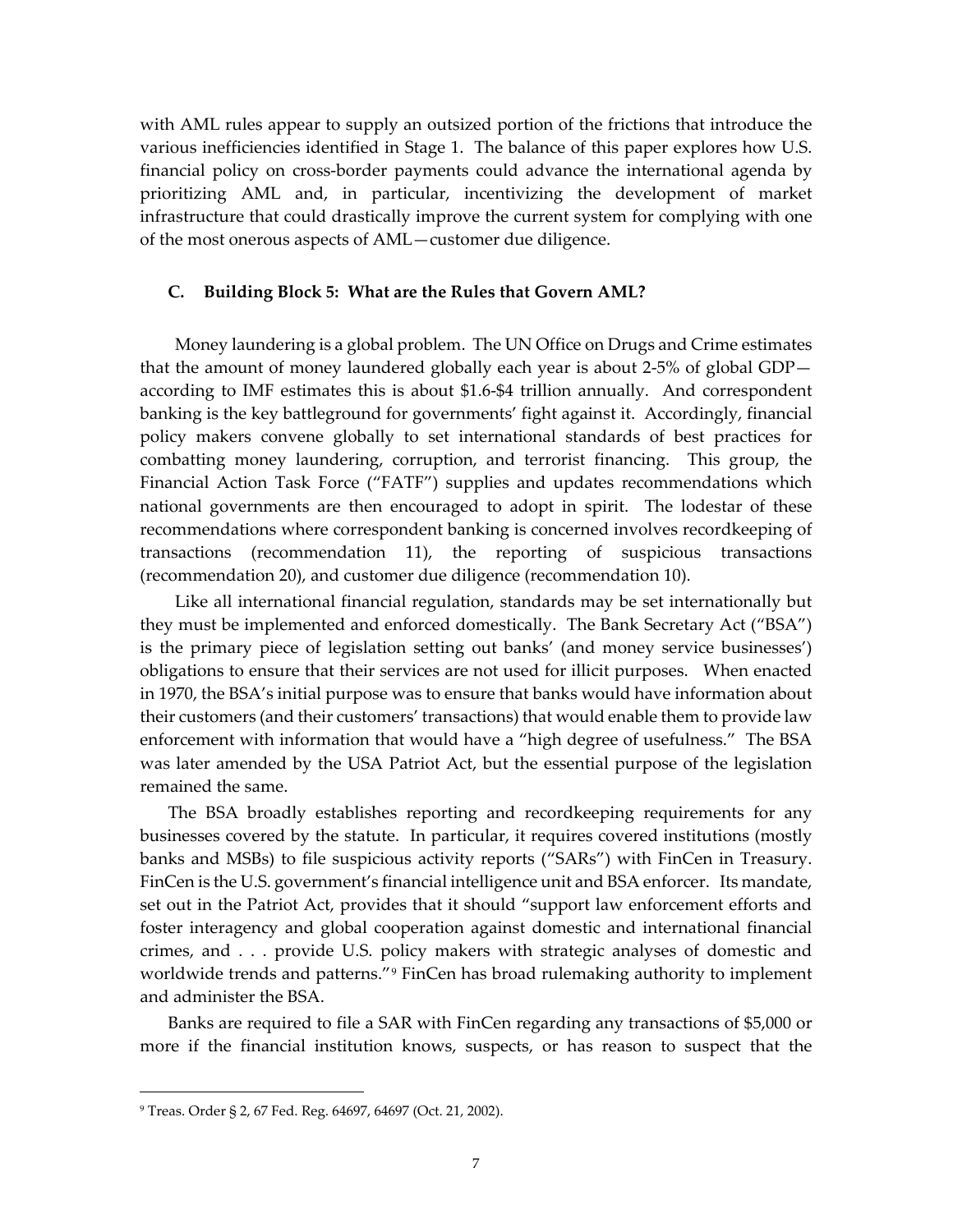with AML rules appear to supply an outsized portion of the frictions that introduce the various inefficiencies identified in Stage 1. The balance of this paper explores how U.S. financial policy on cross-border payments could advance the international agenda by prioritizing AML and, in particular, incentivizing the development of market infrastructure that could drastically improve the current system for complying with one of the most onerous aspects of AML—customer due diligence.

### C. Building Block 5: What are the Rules that Govern AML?

Money laundering is a global problem. The UN Office on Drugs and Crime estimates that the amount of money laundered globally each year is about 2-5% of global GDP—according to IMF estimates this is about $1.6-$4 trillion annually. And correspondent banking is the key battleground for governments' fight against it. Accordingly, financial policy makers convene globally to set international standards of best practices for combatting money laundering, corruption, and terrorist financing. This group, the Financial Action Task Force ("FATF") supplies and updates recommendations which national governments are then encouraged to adopt in spirit. The lodestar of these recommendations where correspondent banking is concerned involves recordkeeping of transactions (recommendation 11), the reporting of suspicious transactions (recommendation 20), and customer due diligence (recommendation 10).

Like all international financial regulation, standards may be set internationally but they must be implemented and enforced domestically. The Bank Secretary Act ("BSA") is the primary piece of legislation setting out banks' (and money service businesses') obligations to ensure that their services are not used for illicit purposes. When enacted in 1970, the BSA's initial purpose was to ensure that banks would have information about their customers (and their customers' transactions) that would enable them to provide law enforcement with information that would have a "high degree of usefulness." The BSA was later amended by the USA Patriot Act, but the essential purpose of the legislation remained the same.

The BSA broadly establishes reporting and recordkeeping requirements for any businesses covered by the statute. In particular, it requires covered institutions (mostly banks and MSBs) to file suspicious activity reports ("SARs") with FinCen in Treasury. FinCen is the U.S. government's financial intelligence unit and BSA enforcer. Its mandate, set out in the Patriot Act, provides that it should "support law enforcement efforts and foster interagency and global cooperation against domestic and international financial crimes, and . . . provide U.S. policy makers with strategic analyses of domestic and worldwide trends and patterns."[9] FinCen has broad rulemaking authority to implement and administer the BSA.

Banks are required to file a SAR with FinCen regarding any transactions of $5,000 or more if the financial institution knows, suspects, or has reason to suspect that the

[9] Treas. Order § 2, 67 Fed. Reg. 64697, 64697 (Oct. 21, 2002).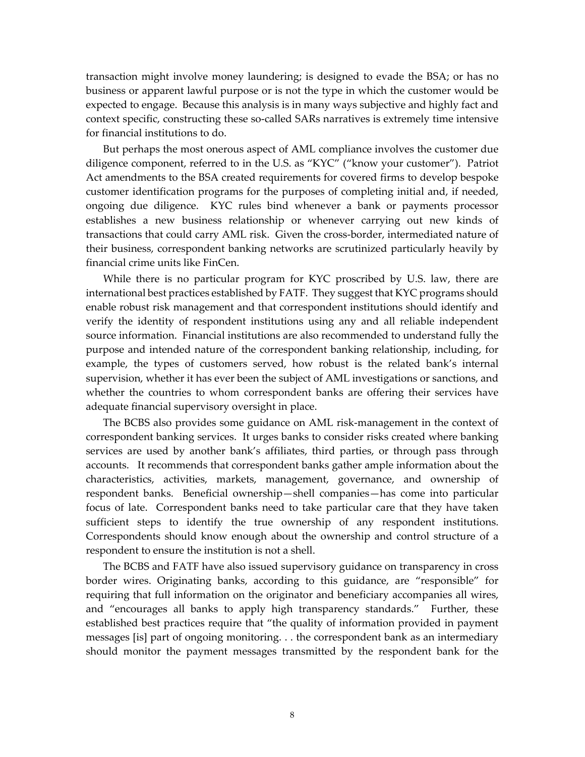transaction might involve money laundering; is designed to evade the BSA; or has no business or apparent lawful purpose or is not the type in which the customer would be expected to engage. Because this analysis is in many ways subjective and highly fact and context specific, constructing these so-called SARs narratives is extremely time intensive for financial institutions to do.

But perhaps the most onerous aspect of AML compliance involves the customer due diligence component, referred to in the U.S. as "KYC" ("know your customer"). Patriot Act amendments to the BSA created requirements for covered firms to develop bespoke customer identification programs for the purposes of completing initial and, if needed, ongoing due diligence. KYC rules bind whenever a bank or payments processor establishes a new business relationship or whenever carrying out new kinds of transactions that could carry AML risk. Given the cross-border, intermediated nature of their business, correspondent banking networks are scrutinized particularly heavily by financial crime units like FinCen.

While there is no particular program for KYC proscribed by U.S. law, there are international best practices established by FATF. They suggest that KYC programs should enable robust risk management and that correspondent institutions should identify and verify the identity of respondent institutions using any and all reliable independent source information. Financial institutions are also recommended to understand fully the purpose and intended nature of the correspondent banking relationship, including, for example, the types of customers served, how robust is the related bank's internal supervision, whether it has ever been the subject of AML investigations or sanctions, and whether the countries to whom correspondent banks are offering their services have adequate financial supervisory oversight in place.

The BCBS also provides some guidance on AML risk-management in the context of correspondent banking services. It urges banks to consider risks created where banking services are used by another bank's affiliates, third parties, or through pass through accounts. It recommends that correspondent banks gather ample information about the characteristics, activities, markets, management, governance, and ownership of respondent banks. Beneficial ownership—shell companies—has come into particular focus of late. Correspondent banks need to take particular care that they have taken sufficient steps to identify the true ownership of any respondent institutions. Correspondents should know enough about the ownership and control structure of a respondent to ensure the institution is not a shell.

The BCBS and FATF have also issued supervisory guidance on transparency in cross border wires. Originating banks, according to this guidance, are "responsible" for requiring that full information on the originator and beneficiary accompanies all wires, and "encourages all banks to apply high transparency standards." Further, these established best practices require that "the quality of information provided in payment messages [is] part of ongoing monitoring. . . the correspondent bank as an intermediary should monitor the payment messages transmitted by the respondent bank for the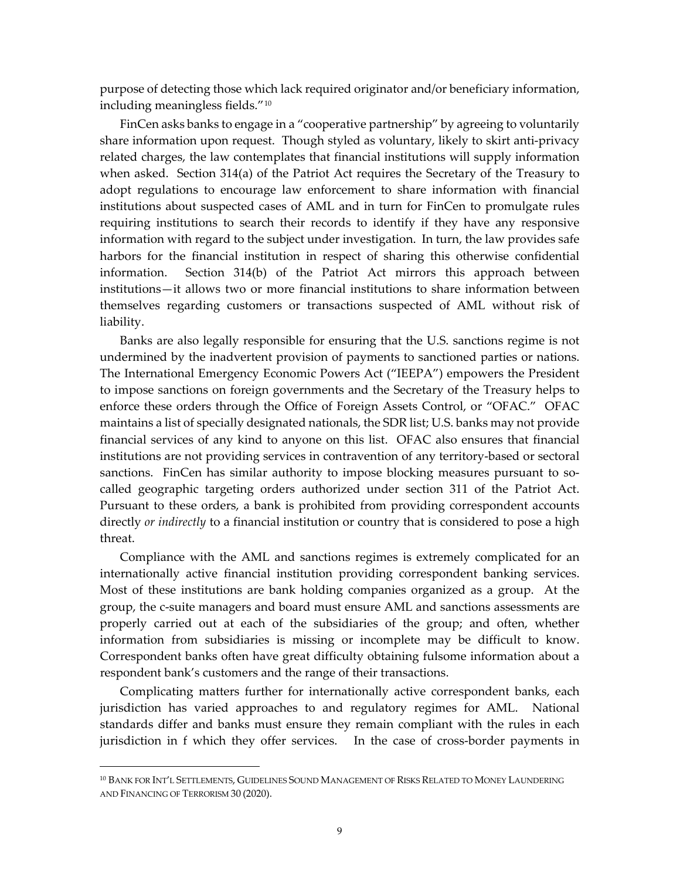purpose of detecting those which lack required originator and/or beneficiary information, including meaningless fields."[10]

FinCen asks banks to engage in a "cooperative partnership" by agreeing to voluntarily share information upon request. Though styled as voluntary, likely to skirt anti-privacy related charges, the law contemplates that financial institutions will supply information when asked. Section 314(a) of the Patriot Act requires the Secretary of the Treasury to adopt regulations to encourage law enforcement to share information with financial institutions about suspected cases of AML and in turn for FinCen to promulgate rules requiring institutions to search their records to identify if they have any responsive information with regard to the subject under investigation. In turn, the law provides safe harbors for the financial institution in respect of sharing this otherwise confidential information. Section 314(b) of the Patriot Act mirrors this approach between institutions—it allows two or more financial institutions to share information between themselves regarding customers or transactions suspected of AML without risk of liability.

Banks are also legally responsible for ensuring that the U.S. sanctions regime is not undermined by the inadvertent provision of payments to sanctioned parties or nations. The International Emergency Economic Powers Act ("IEEPA") empowers the President to impose sanctions on foreign governments and the Secretary of the Treasury helps to enforce these orders through the Office of Foreign Assets Control, or "OFAC." OFAC maintains a list of specially designated nationals, the SDR list; U.S. banks may not provide financial services of any kind to anyone on this list. OFAC also ensures that financial institutions are not providing services in contravention of any territory-based or sectoral sanctions. FinCen has similar authority to impose blocking measures pursuant to so-called geographic targeting orders authorized under section 311 of the Patriot Act. Pursuant to these orders, a bank is prohibited from providing correspondent accounts directly *or indirectly* to a financial institution or country that is considered to pose a high threat.

Compliance with the AML and sanctions regimes is extremely complicated for an internationally active financial institution providing correspondent banking services. Most of these institutions are bank holding companies organized as a group. At the group, the c-suite managers and board must ensure AML and sanctions assessments are properly carried out at each of the subsidiaries of the group; and often, whether information from subsidiaries is missing or incomplete may be difficult to know. Correspondent banks often have great difficulty obtaining fulsome information about a respondent bank's customers and the range of their transactions.

Complicating matters further for internationally active correspondent banks, each jurisdiction has varied approaches to and regulatory regimes for AML. National standards differ and banks must ensure they remain compliant with the rules in each jurisdiction in f which they offer services. In the case of cross-border payments in

[10] BANK FOR INT'L SETTLEMENTS, GUIDELINES SOUND MANAGEMENT OF RISKS RELATED TO MONEY LAUNDERING AND FINANCING OF TERRORISM 30 (2020).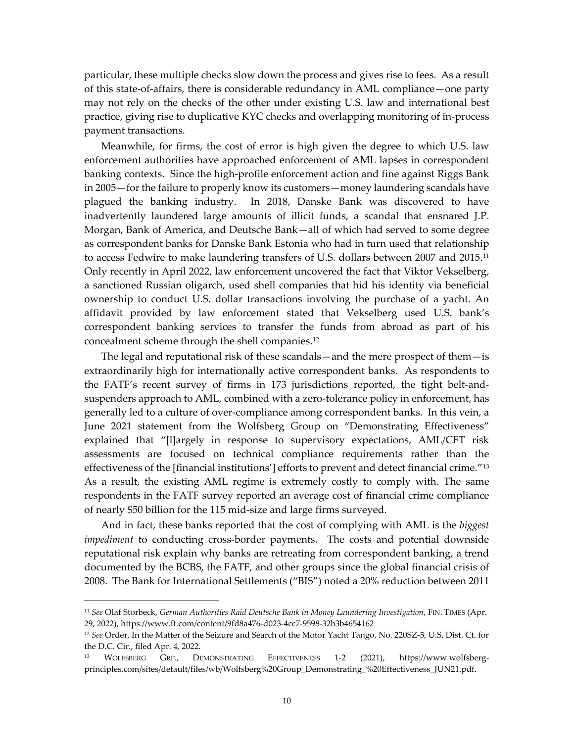particular, these multiple checks slow down the process and gives rise to fees. As a result of this state-of-affairs, there is considerable redundancy in AML compliance—one party may not rely on the checks of the other under existing U.S. law and international best practice, giving rise to duplicative KYC checks and overlapping monitoring of in-process payment transactions.

Meanwhile, for firms, the cost of error is high given the degree to which U.S. law enforcement authorities have approached enforcement of AML lapses in correspondent banking contexts. Since the high-profile enforcement action and fine against Riggs Bank in 2005—for the failure to properly know its customers—money laundering scandals have plagued the banking industry. In 2018, Danske Bank was discovered to have inadvertently laundered large amounts of illicit funds, a scandal that ensnared J.P. Morgan, Bank of America, and Deutsche Bank—all of which had served to some degree as correspondent banks for Danske Bank Estonia who had in turn used that relationship to access Fedwire to make laundering transfers of U.S. dollars between 2007 and 2015.[11] Only recently in April 2022, law enforcement uncovered the fact that Viktor Vekselberg, a sanctioned Russian oligarch, used shell companies that hid his identity via beneficial ownership to conduct U.S. dollar transactions involving the purchase of a yacht. An affidavit provided by law enforcement stated that Vekselberg used U.S. bank's correspondent banking services to transfer the funds from abroad as part of his concealment scheme through the shell companies.[12]

The legal and reputational risk of these scandals—and the mere prospect of them—is extraordinarily high for internationally active correspondent banks. As respondents to the FATF's recent survey of firms in 173 jurisdictions reported, the tight belt-and-suspenders approach to AML, combined with a zero-tolerance policy in enforcement, has generally led to a culture of over-compliance among correspondent banks. In this vein, a June 2021 statement from the Wolfsberg Group on "Demonstrating Effectiveness" explained that "[l]argely in response to supervisory expectations, AML/CFT risk assessments are focused on technical compliance requirements rather than the effectiveness of the [financial institutions'] efforts to prevent and detect financial crime."[13] As a result, the existing AML regime is extremely costly to comply with. The same respondents in the FATF survey reported an average cost of financial crime compliance of nearly $50 billion for the 115 mid-size and large firms surveyed.

And in fact, these banks reported that the cost of complying with AML is the *biggest impediment* to conducting cross-border payments. The costs and potential downside reputational risk explain why banks are retreating from correspondent banking, a trend documented by the BCBS, the FATF, and other groups since the global financial crisis of 2008. The Bank for International Settlements ("BIS") noted a 20% reduction between 2011

---

[11] *See* Olaf Storbeck, *German Authorities Raid Deutsche Bank in Money Laundering Investigation*, FIN. TIMES (Apr. 29, 2022), https://www.ft.com/content/9fd8a476-d023-4cc7-9598-32b3b4654162

[12] *See* Order, In the Matter of the Seizure and Search of the Motor Yacht Tango, No. 220SZ-5, U.S. Dist. Ct. for the D.C. Cir., filed Apr. 4, 2022.

[13] WOLFSBERG GRP., DEMONSTRATING EFFECTIVENESS 1-2 (2021), https://www.wolfsberg-principles.com/sites/default/files/wb/Wolfsberg%20Group_Demonstrating_%20Effectiveness_JUN21.pdf.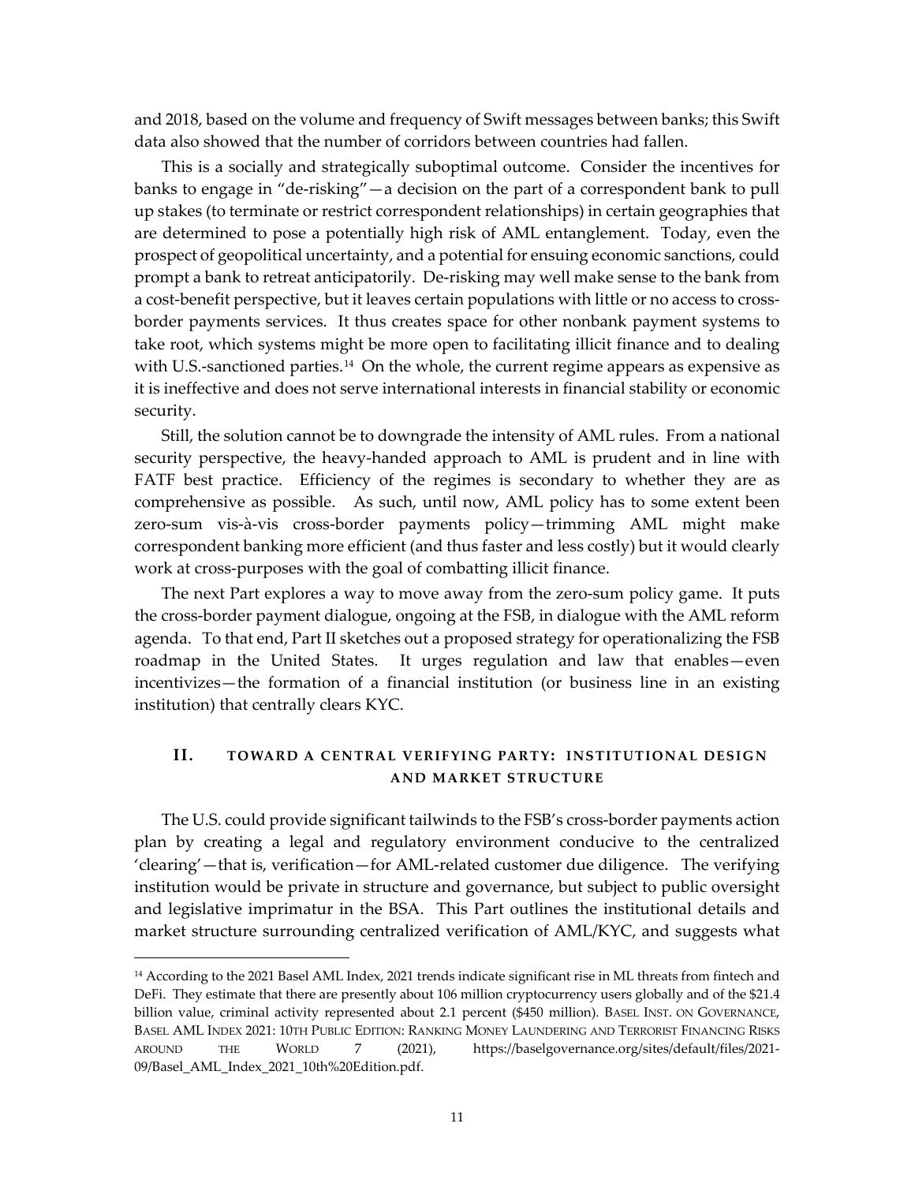and 2018, based on the volume and frequency of Swift messages between banks; this Swift data also showed that the number of corridors between countries had fallen.

This is a socially and strategically suboptimal outcome. Consider the incentives for banks to engage in "de-risking"—a decision on the part of a correspondent bank to pull up stakes (to terminate or restrict correspondent relationships) in certain geographies that are determined to pose a potentially high risk of AML entanglement. Today, even the prospect of geopolitical uncertainty, and a potential for ensuing economic sanctions, could prompt a bank to retreat anticipatorily. De-risking may well make sense to the bank from a cost-benefit perspective, but it leaves certain populations with little or no access to cross-border payments services. It thus creates space for other nonbank payment systems to take root, which systems might be more open to facilitating illicit finance and to dealing with U.S.-sanctioned parties.[14] On the whole, the current regime appears as expensive as it is ineffective and does not serve international interests in financial stability or economic security.

Still, the solution cannot be to downgrade the intensity of AML rules. From a national security perspective, the heavy-handed approach to AML is prudent and in line with FATF best practice. Efficiency of the regimes is secondary to whether they are as comprehensive as possible. As such, until now, AML policy has to some extent been zero-sum vis-à-vis cross-border payments policy—trimming AML might make correspondent banking more efficient (and thus faster and less costly) but it would clearly work at cross-purposes with the goal of combatting illicit finance.

The next Part explores a way to move away from the zero-sum policy game. It puts the cross-border payment dialogue, ongoing at the FSB, in dialogue with the AML reform agenda. To that end, Part II sketches out a proposed strategy for operationalizing the FSB roadmap in the United States. It urges regulation and law that enables—even incentivizes—the formation of a financial institution (or business line in an existing institution) that centrally clears KYC.

## II. TOWARD A CENTRAL VERIFYING PARTY: INSTITUTIONAL DESIGN AND MARKET STRUCTURE

The U.S. could provide significant tailwinds to the FSB's cross-border payments action plan by creating a legal and regulatory environment conducive to the centralized 'clearing'—that is, verification—for AML-related customer due diligence. The verifying institution would be private in structure and governance, but subject to public oversight and legislative imprimatur in the BSA. This Part outlines the institutional details and market structure surrounding centralized verification of AML/KYC, and suggests what

---

[14] According to the 2021 Basel AML Index, 2021 trends indicate significant rise in ML threats from fintech and DeFi. They estimate that there are presently about 106 million cryptocurrency users globally and of the $21.4 billion value, criminal activity represented about 2.1 percent ($450 million). BASEL INST. ON GOVERNANCE, BASEL AML INDEX 2021: 10TH PUBLIC EDITION: RANKING MONEY LAUNDERING AND TERRORIST FINANCING RISKS AROUND THE WORLD 7 (2021), https://baselgovernance.org/sites/default/files/2021-09/Basel_AML_Index_2021_10th%20Edition.pdf.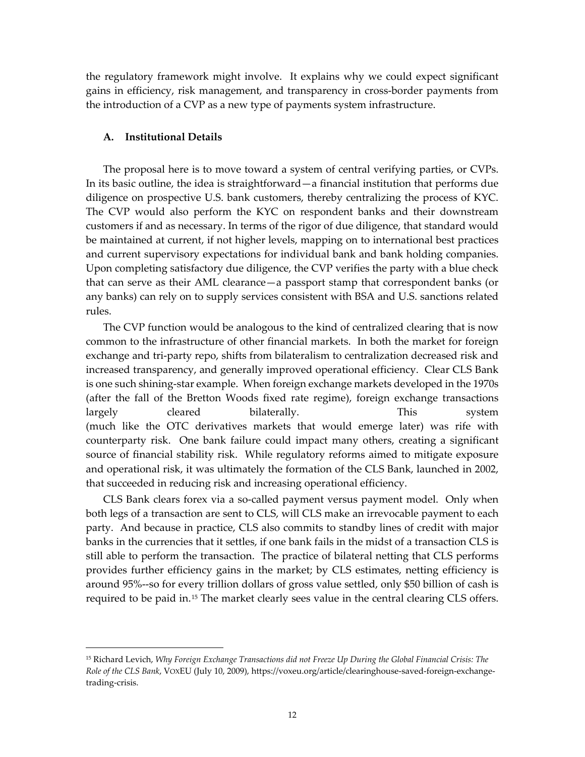the regulatory framework might involve. It explains why we could expect significant gains in efficiency, risk management, and transparency in cross-border payments from the introduction of a CVP as a new type of payments system infrastructure.

### A. Institutional Details

The proposal here is to move toward a system of central verifying parties, or CVPs. In its basic outline, the idea is straightforward—a financial institution that performs due diligence on prospective U.S. bank customers, thereby centralizing the process of KYC. The CVP would also perform the KYC on respondent banks and their downstream customers if and as necessary. In terms of the rigor of due diligence, that standard would be maintained at current, if not higher levels, mapping on to international best practices and current supervisory expectations for individual bank and bank holding companies. Upon completing satisfactory due diligence, the CVP verifies the party with a blue check that can serve as their AML clearance—a passport stamp that correspondent banks (or any banks) can rely on to supply services consistent with BSA and U.S. sanctions related rules.

The CVP function would be analogous to the kind of centralized clearing that is now common to the infrastructure of other financial markets. In both the market for foreign exchange and tri-party repo, shifts from bilateralism to centralization decreased risk and increased transparency, and generally improved operational efficiency. Clear CLS Bank is one such shining-star example. When foreign exchange markets developed in the 1970s (after the fall of the Bretton Woods fixed rate regime), foreign exchange transactions largely cleared bilaterally. This system (much like the OTC derivatives markets that would emerge later) was rife with counterparty risk. One bank failure could impact many others, creating a significant source of financial stability risk. While regulatory reforms aimed to mitigate exposure and operational risk, it was ultimately the formation of the CLS Bank, launched in 2002, that succeeded in reducing risk and increasing operational efficiency.

CLS Bank clears forex via a so-called payment versus payment model. Only when both legs of a transaction are sent to CLS, will CLS make an irrevocable payment to each party. And because in practice, CLS also commits to standby lines of credit with major banks in the currencies that it settles, if one bank fails in the midst of a transaction CLS is still able to perform the transaction. The practice of bilateral netting that CLS performs provides further efficiency gains in the market; by CLS estimates, netting efficiency is around 95%--so for every trillion dollars of gross value settled, only $50 billion of cash is required to be paid in.[15] The market clearly sees value in the central clearing CLS offers.

---

[15] Richard Levich, *Why Foreign Exchange Transactions did not Freeze Up During the Global Financial Crisis: The Role of the CLS Bank*, VOXEU (July 10, 2009), https://voxeu.org/article/clearinghouse-saved-foreign-exchange-trading-crisis.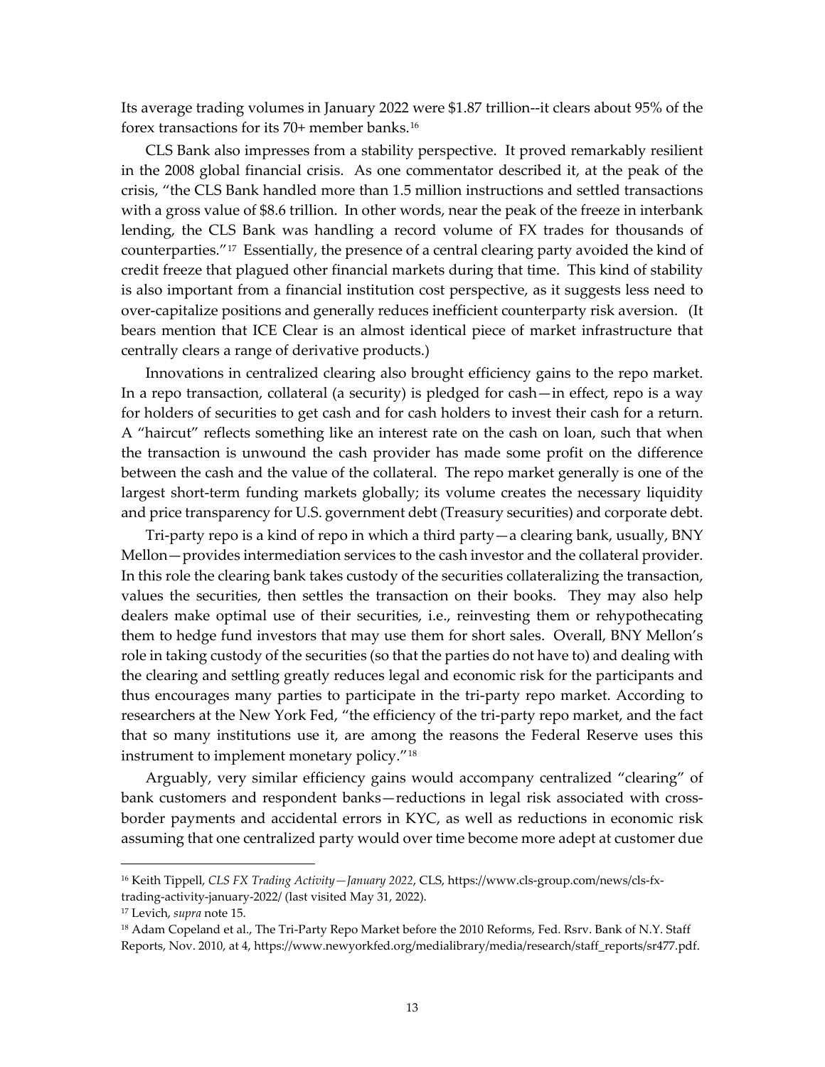Its average trading volumes in January 2022 were $1.87 trillion--it clears about 95% of the forex transactions for its 70+ member banks.[16]

CLS Bank also impresses from a stability perspective. It proved remarkably resilient in the 2008 global financial crisis. As one commentator described it, at the peak of the crisis, "the CLS Bank handled more than 1.5 million instructions and settled transactions with a gross value of $8.6 trillion. In other words, near the peak of the freeze in interbank lending, the CLS Bank was handling a record volume of FX trades for thousands of counterparties."[17] Essentially, the presence of a central clearing party avoided the kind of credit freeze that plagued other financial markets during that time. This kind of stability is also important from a financial institution cost perspective, as it suggests less need to over-capitalize positions and generally reduces inefficient counterparty risk aversion. (It bears mention that ICE Clear is an almost identical piece of market infrastructure that centrally clears a range of derivative products.)

Innovations in centralized clearing also brought efficiency gains to the repo market. In a repo transaction, collateral (a security) is pledged for cash—in effect, repo is a way for holders of securities to get cash and for cash holders to invest their cash for a return. A "haircut" reflects something like an interest rate on the cash on loan, such that when the transaction is unwound the cash provider has made some profit on the difference between the cash and the value of the collateral. The repo market generally is one of the largest short-term funding markets globally; its volume creates the necessary liquidity and price transparency for U.S. government debt (Treasury securities) and corporate debt.

Tri-party repo is a kind of repo in which a third party—a clearing bank, usually, BNY Mellon—provides intermediation services to the cash investor and the collateral provider. In this role the clearing bank takes custody of the securities collateralizing the transaction, values the securities, then settles the transaction on their books. They may also help dealers make optimal use of their securities, i.e., reinvesting them or rehypothecating them to hedge fund investors that may use them for short sales. Overall, BNY Mellon's role in taking custody of the securities (so that the parties do not have to) and dealing with the clearing and settling greatly reduces legal and economic risk for the participants and thus encourages many parties to participate in the tri-party repo market. According to researchers at the New York Fed, "the efficiency of the tri-party repo market, and the fact that so many institutions use it, are among the reasons the Federal Reserve uses this instrument to implement monetary policy."[18]

Arguably, very similar efficiency gains would accompany centralized "clearing" of bank customers and respondent banks—reductions in legal risk associated with cross-border payments and accidental errors in KYC, as well as reductions in economic risk assuming that one centralized party would over time become more adept at customer due

---

[16] Keith Tippell, *CLS FX Trading Activity—January 2022*, CLS, https://www.cls-group.com/news/cls-fx-trading-activity-january-2022/ (last visited May 31, 2022).

[17] Levich, *supra* note 15.

[18] Adam Copeland et al., The Tri-Party Repo Market before the 2010 Reforms, Fed. Rsrv. Bank of N.Y. Staff Reports, Nov. 2010, at 4, https://www.newyorkfed.org/medialibrary/media/research/staff_reports/sr477.pdf.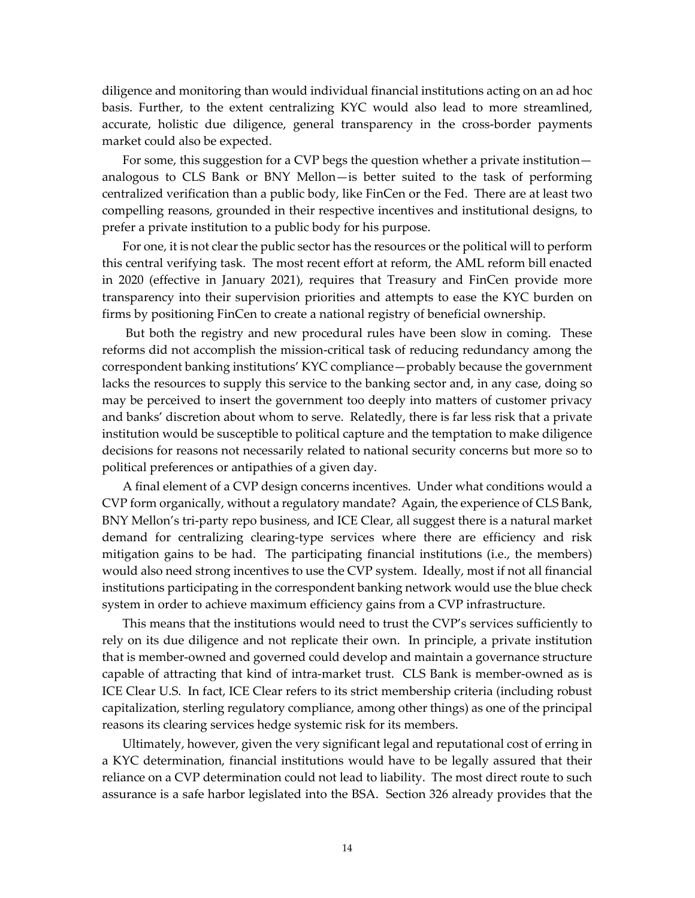diligence and monitoring than would individual financial institutions acting on an ad hoc basis. Further, to the extent centralizing KYC would also lead to more streamlined, accurate, holistic due diligence, general transparency in the cross-border payments market could also be expected.

For some, this suggestion for a CVP begs the question whether a private institution—analogous to CLS Bank or BNY Mellon—is better suited to the task of performing centralized verification than a public body, like FinCen or the Fed. There are at least two compelling reasons, grounded in their respective incentives and institutional designs, to prefer a private institution to a public body for his purpose.

For one, it is not clear the public sector has the resources or the political will to perform this central verifying task. The most recent effort at reform, the AML reform bill enacted in 2020 (effective in January 2021), requires that Treasury and FinCen provide more transparency into their supervision priorities and attempts to ease the KYC burden on firms by positioning FinCen to create a national registry of beneficial ownership.

But both the registry and new procedural rules have been slow in coming. These reforms did not accomplish the mission-critical task of reducing redundancy among the correspondent banking institutions' KYC compliance—probably because the government lacks the resources to supply this service to the banking sector and, in any case, doing so may be perceived to insert the government too deeply into matters of customer privacy and banks' discretion about whom to serve. Relatedly, there is far less risk that a private institution would be susceptible to political capture and the temptation to make diligence decisions for reasons not necessarily related to national security concerns but more so to political preferences or antipathies of a given day.

A final element of a CVP design concerns incentives. Under what conditions would a CVP form organically, without a regulatory mandate? Again, the experience of CLS Bank, BNY Mellon's tri-party repo business, and ICE Clear, all suggest there is a natural market demand for centralizing clearing-type services where there are efficiency and risk mitigation gains to be had. The participating financial institutions (i.e., the members) would also need strong incentives to use the CVP system. Ideally, most if not all financial institutions participating in the correspondent banking network would use the blue check system in order to achieve maximum efficiency gains from a CVP infrastructure.

This means that the institutions would need to trust the CVP's services sufficiently to rely on its due diligence and not replicate their own. In principle, a private institution that is member-owned and governed could develop and maintain a governance structure capable of attracting that kind of intra-market trust. CLS Bank is member-owned as is ICE Clear U.S. In fact, ICE Clear refers to its strict membership criteria (including robust capitalization, sterling regulatory compliance, among other things) as one of the principal reasons its clearing services hedge systemic risk for its members.

Ultimately, however, given the very significant legal and reputational cost of erring in a KYC determination, financial institutions would have to be legally assured that their reliance on a CVP determination could not lead to liability. The most direct route to such assurance is a safe harbor legislated into the BSA. Section 326 already provides that the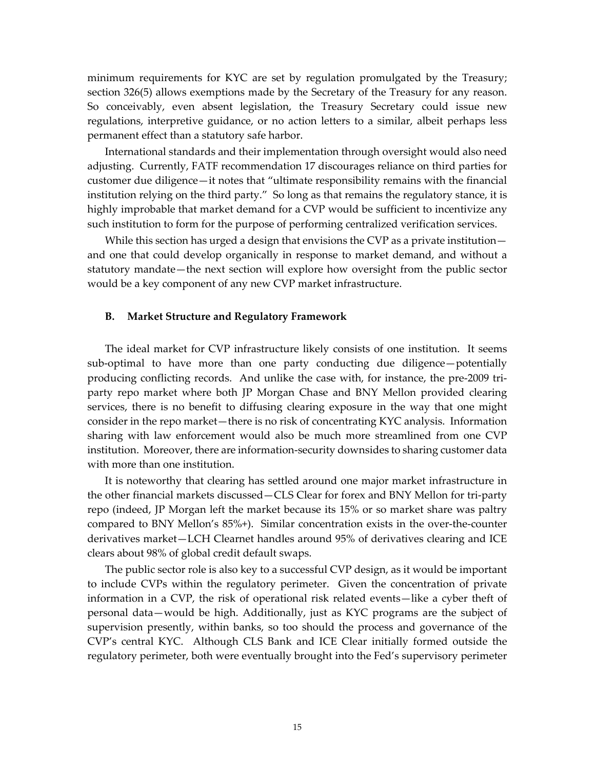minimum requirements for KYC are set by regulation promulgated by the Treasury; section 326(5) allows exemptions made by the Secretary of the Treasury for any reason. So conceivably, even absent legislation, the Treasury Secretary could issue new regulations, interpretive guidance, or no action letters to a similar, albeit perhaps less permanent effect than a statutory safe harbor.

International standards and their implementation through oversight would also need adjusting. Currently, FATF recommendation 17 discourages reliance on third parties for customer due diligence—it notes that "ultimate responsibility remains with the financial institution relying on the third party." So long as that remains the regulatory stance, it is highly improbable that market demand for a CVP would be sufficient to incentivize any such institution to form for the purpose of performing centralized verification services.

While this section has urged a design that envisions the CVP as a private institution—and one that could develop organically in response to market demand, and without a statutory mandate—the next section will explore how oversight from the public sector would be a key component of any new CVP market infrastructure.

### B. Market Structure and Regulatory Framework

The ideal market for CVP infrastructure likely consists of one institution. It seems sub-optimal to have more than one party conducting due diligence—potentially producing conflicting records. And unlike the case with, for instance, the pre-2009 tri-party repo market where both JP Morgan Chase and BNY Mellon provided clearing services, there is no benefit to diffusing clearing exposure in the way that one might consider in the repo market—there is no risk of concentrating KYC analysis. Information sharing with law enforcement would also be much more streamlined from one CVP institution. Moreover, there are information-security downsides to sharing customer data with more than one institution.

It is noteworthy that clearing has settled around one major market infrastructure in the other financial markets discussed—CLS Clear for forex and BNY Mellon for tri-party repo (indeed, JP Morgan left the market because its 15% or so market share was paltry compared to BNY Mellon's 85%+). Similar concentration exists in the over-the-counter derivatives market—LCH Clearnet handles around 95% of derivatives clearing and ICE clears about 98% of global credit default swaps.

The public sector role is also key to a successful CVP design, as it would be important to include CVPs within the regulatory perimeter. Given the concentration of private information in a CVP, the risk of operational risk related events—like a cyber theft of personal data—would be high. Additionally, just as KYC programs are the subject of supervision presently, within banks, so too should the process and governance of the CVP's central KYC. Although CLS Bank and ICE Clear initially formed outside the regulatory perimeter, both were eventually brought into the Fed's supervisory perimeter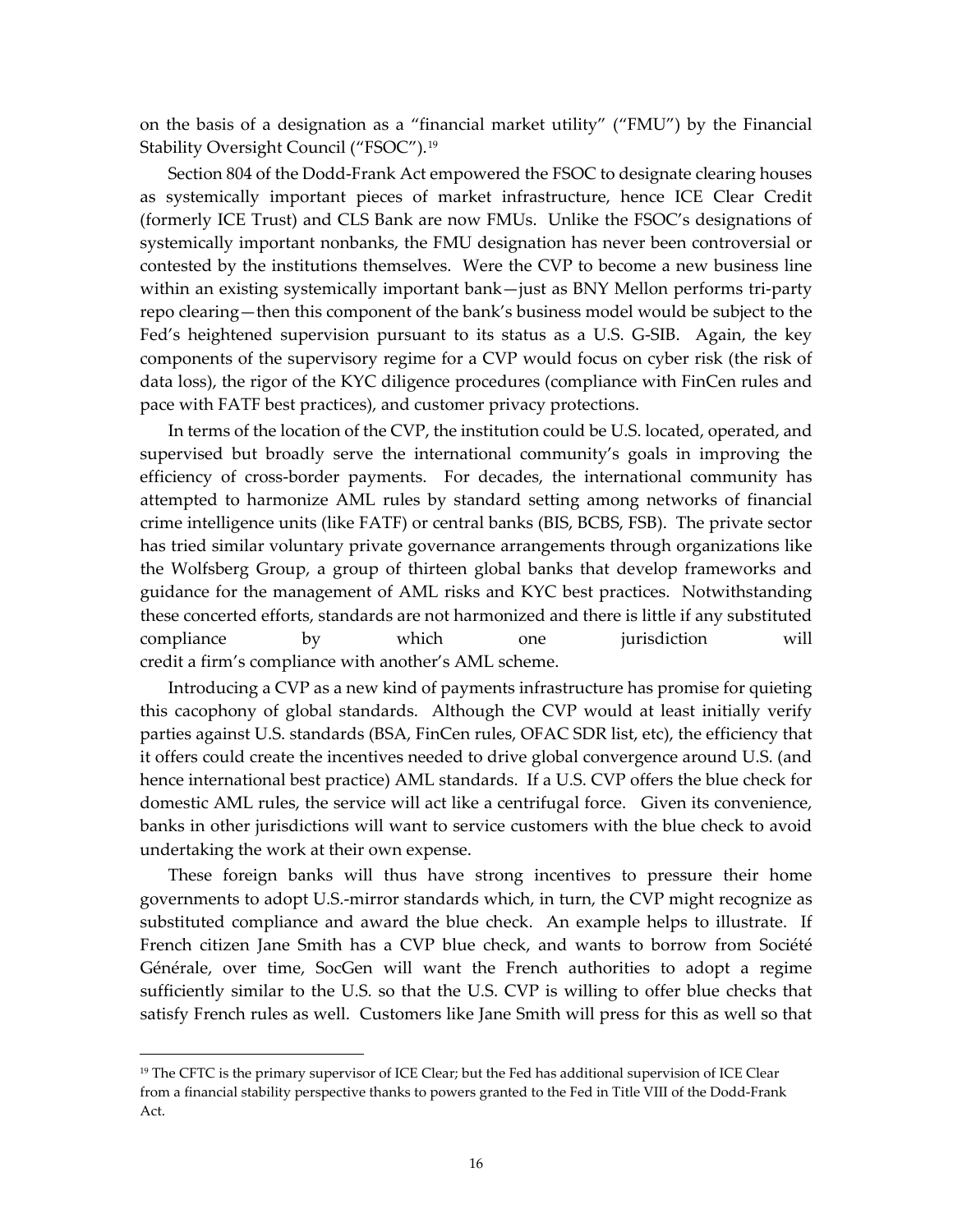on the basis of a designation as a "financial market utility" ("FMU") by the Financial Stability Oversight Council ("FSOC").[19]

Section 804 of the Dodd-Frank Act empowered the FSOC to designate clearing houses as systemically important pieces of market infrastructure, hence ICE Clear Credit (formerly ICE Trust) and CLS Bank are now FMUs. Unlike the FSOC's designations of systemically important nonbanks, the FMU designation has never been controversial or contested by the institutions themselves. Were the CVP to become a new business line within an existing systemically important bank—just as BNY Mellon performs tri-party repo clearing—then this component of the bank's business model would be subject to the Fed's heightened supervision pursuant to its status as a U.S. G-SIB. Again, the key components of the supervisory regime for a CVP would focus on cyber risk (the risk of data loss), the rigor of the KYC diligence procedures (compliance with FinCen rules and pace with FATF best practices), and customer privacy protections.

In terms of the location of the CVP, the institution could be U.S. located, operated, and supervised but broadly serve the international community's goals in improving the efficiency of cross-border payments. For decades, the international community has attempted to harmonize AML rules by standard setting among networks of financial crime intelligence units (like FATF) or central banks (BIS, BCBS, FSB). The private sector has tried similar voluntary private governance arrangements through organizations like the Wolfsberg Group, a group of thirteen global banks that develop frameworks and guidance for the management of AML risks and KYC best practices. Notwithstanding these concerted efforts, standards are not harmonized and there is little if any substituted compliance by which one jurisdiction will credit a firm's compliance with another's AML scheme.

Introducing a CVP as a new kind of payments infrastructure has promise for quieting this cacophony of global standards. Although the CVP would at least initially verify parties against U.S. standards (BSA, FinCen rules, OFAC SDR list, etc), the efficiency that it offers could create the incentives needed to drive global convergence around U.S. (and hence international best practice) AML standards. If a U.S. CVP offers the blue check for domestic AML rules, the service will act like a centrifugal force. Given its convenience, banks in other jurisdictions will want to service customers with the blue check to avoid undertaking the work at their own expense.

These foreign banks will thus have strong incentives to pressure their home governments to adopt U.S.-mirror standards which, in turn, the CVP might recognize as substituted compliance and award the blue check. An example helps to illustrate. If French citizen Jane Smith has a CVP blue check, and wants to borrow from Société Générale, over time, SocGen will want the French authorities to adopt a regime sufficiently similar to the U.S. so that the U.S. CVP is willing to offer blue checks that satisfy French rules as well. Customers like Jane Smith will press for this as well so that

[19] The CFTC is the primary supervisor of ICE Clear; but the Fed has additional supervision of ICE Clear from a financial stability perspective thanks to powers granted to the Fed in Title VIII of the Dodd-Frank Act.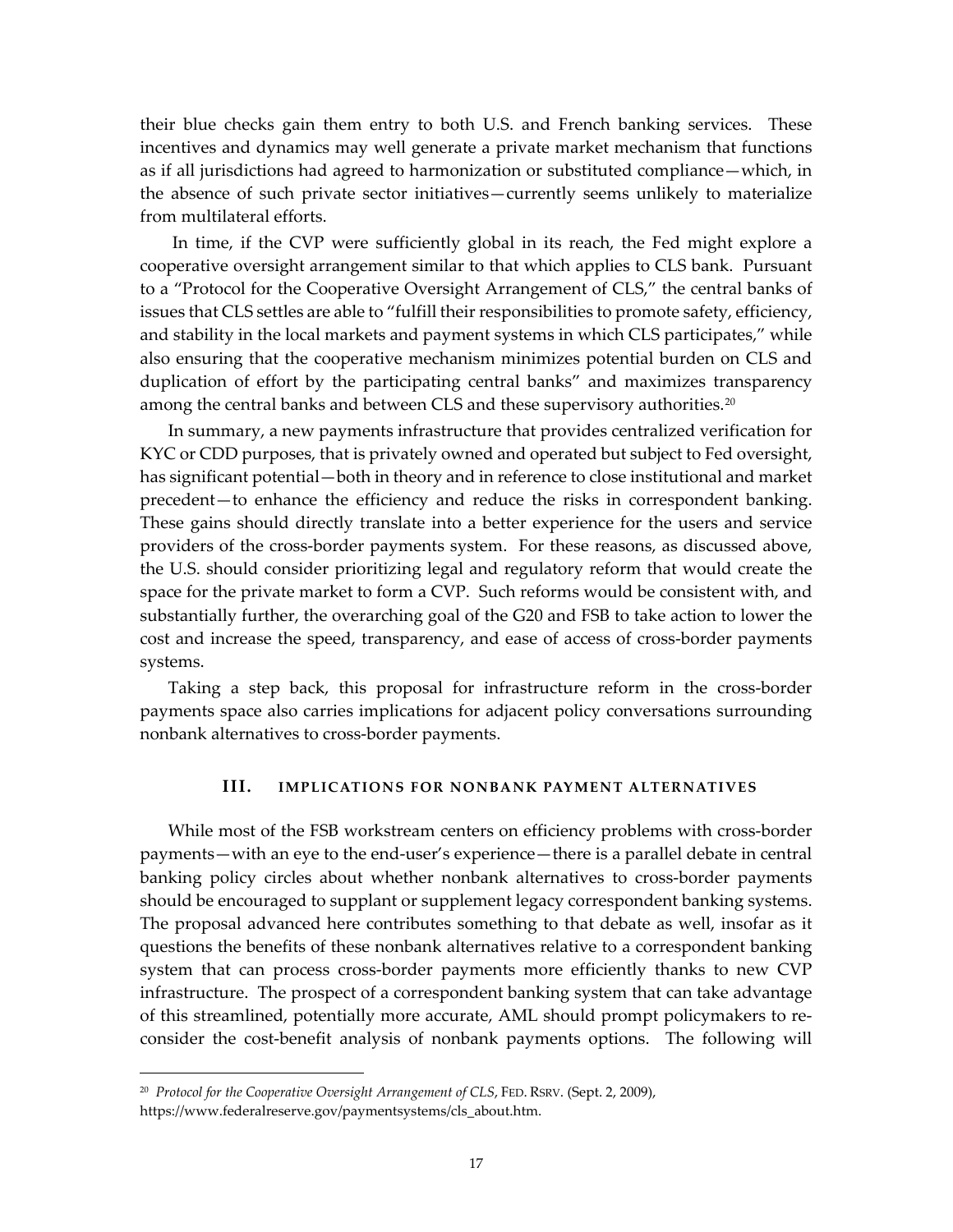their blue checks gain them entry to both U.S. and French banking services. These incentives and dynamics may well generate a private market mechanism that functions as if all jurisdictions had agreed to harmonization or substituted compliance—which, in the absence of such private sector initiatives—currently seems unlikely to materialize from multilateral efforts.

In time, if the CVP were sufficiently global in its reach, the Fed might explore a cooperative oversight arrangement similar to that which applies to CLS bank. Pursuant to a "Protocol for the Cooperative Oversight Arrangement of CLS," the central banks of issues that CLS settles are able to "fulfill their responsibilities to promote safety, efficiency, and stability in the local markets and payment systems in which CLS participates," while also ensuring that the cooperative mechanism minimizes potential burden on CLS and duplication of effort by the participating central banks" and maximizes transparency among the central banks and between CLS and these supervisory authorities.[20]

In summary, a new payments infrastructure that provides centralized verification for KYC or CDD purposes, that is privately owned and operated but subject to Fed oversight, has significant potential—both in theory and in reference to close institutional and market precedent—to enhance the efficiency and reduce the risks in correspondent banking. These gains should directly translate into a better experience for the users and service providers of the cross-border payments system. For these reasons, as discussed above, the U.S. should consider prioritizing legal and regulatory reform that would create the space for the private market to form a CVP. Such reforms would be consistent with, and substantially further, the overarching goal of the G20 and FSB to take action to lower the cost and increase the speed, transparency, and ease of access of cross-border payments systems.

Taking a step back, this proposal for infrastructure reform in the cross-border payments space also carries implications for adjacent policy conversations surrounding nonbank alternatives to cross-border payments.

## III. IMPLICATIONS FOR NONBANK PAYMENT ALTERNATIVES

While most of the FSB workstream centers on efficiency problems with cross-border payments—with an eye to the end-user's experience—there is a parallel debate in central banking policy circles about whether nonbank alternatives to cross-border payments should be encouraged to supplant or supplement legacy correspondent banking systems. The proposal advanced here contributes something to that debate as well, insofar as it questions the benefits of these nonbank alternatives relative to a correspondent banking system that can process cross-border payments more efficiently thanks to new CVP infrastructure. The prospect of a correspondent banking system that can take advantage of this streamlined, potentially more accurate, AML should prompt policymakers to re-consider the cost-benefit analysis of nonbank payments options. The following will

[20] *Protocol for the Cooperative Oversight Arrangement of CLS*, FED. RSRV. (Sept. 2, 2009), https://www.federalreserve.gov/paymentsystems/cls_about.htm.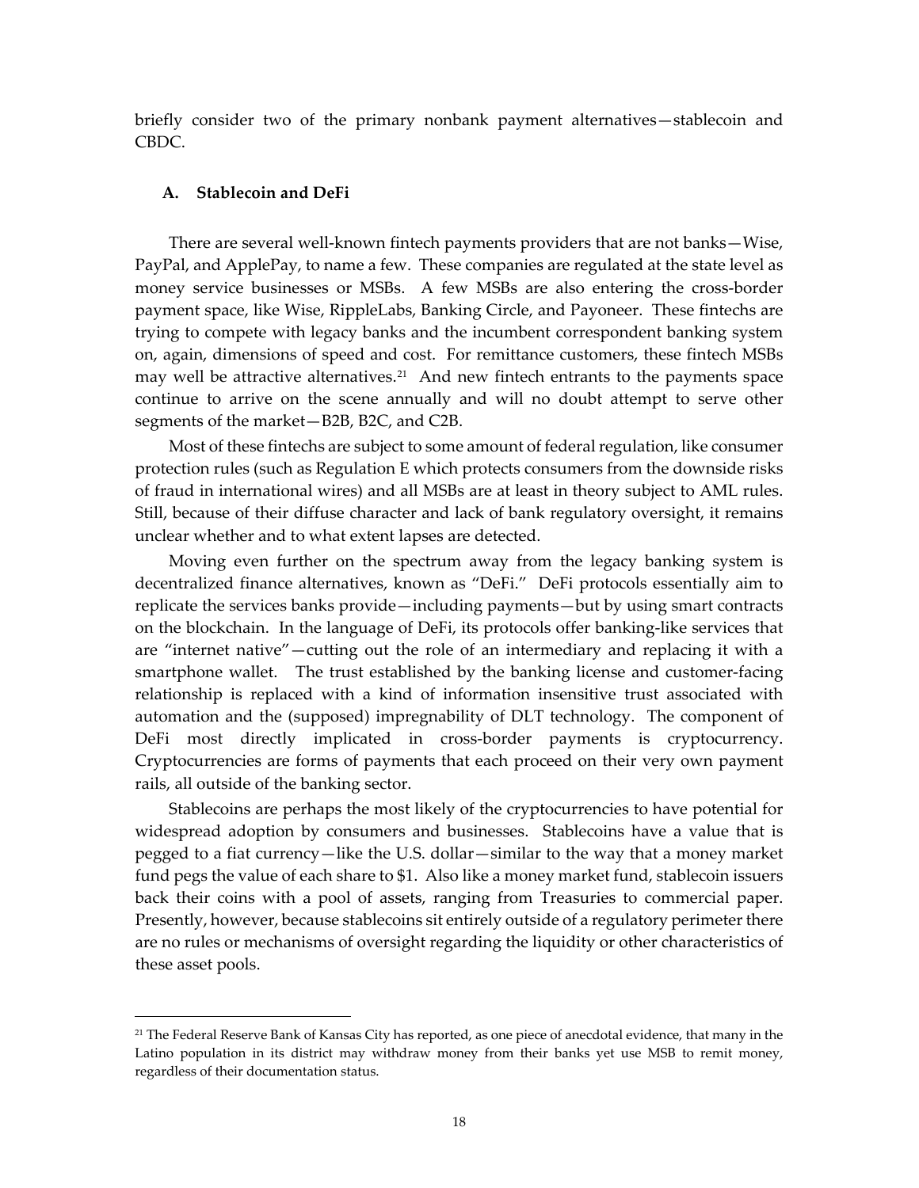briefly consider two of the primary nonbank payment alternatives—stablecoin and CBDC.

### A. Stablecoin and DeFi

There are several well-known fintech payments providers that are not banks—Wise, PayPal, and ApplePay, to name a few. These companies are regulated at the state level as money service businesses or MSBs. A few MSBs are also entering the cross-border payment space, like Wise, RippleLabs, Banking Circle, and Payoneer. These fintechs are trying to compete with legacy banks and the incumbent correspondent banking system on, again, dimensions of speed and cost. For remittance customers, these fintech MSBs may well be attractive alternatives.[21] And new fintech entrants to the payments space continue to arrive on the scene annually and will no doubt attempt to serve other segments of the market—B2B, B2C, and C2B.

Most of these fintechs are subject to some amount of federal regulation, like consumer protection rules (such as Regulation E which protects consumers from the downside risks of fraud in international wires) and all MSBs are at least in theory subject to AML rules. Still, because of their diffuse character and lack of bank regulatory oversight, it remains unclear whether and to what extent lapses are detected.

Moving even further on the spectrum away from the legacy banking system is decentralized finance alternatives, known as "DeFi." DeFi protocols essentially aim to replicate the services banks provide—including payments—but by using smart contracts on the blockchain. In the language of DeFi, its protocols offer banking-like services that are "internet native"—cutting out the role of an intermediary and replacing it with a smartphone wallet. The trust established by the banking license and customer-facing relationship is replaced with a kind of information insensitive trust associated with automation and the (supposed) impregnability of DLT technology. The component of DeFi most directly implicated in cross-border payments is cryptocurrency. Cryptocurrencies are forms of payments that each proceed on their very own payment rails, all outside of the banking sector.

Stablecoins are perhaps the most likely of the cryptocurrencies to have potential for widespread adoption by consumers and businesses. Stablecoins have a value that is pegged to a fiat currency—like the U.S. dollar—similar to the way that a money market fund pegs the value of each share to $1. Also like a money market fund, stablecoin issuers back their coins with a pool of assets, ranging from Treasuries to commercial paper. Presently, however, because stablecoins sit entirely outside of a regulatory perimeter there are no rules or mechanisms of oversight regarding the liquidity or other characteristics of these asset pools.

---

[21] The Federal Reserve Bank of Kansas City has reported, as one piece of anecdotal evidence, that many in the Latino population in its district may withdraw money from their banks yet use MSB to remit money, regardless of their documentation status.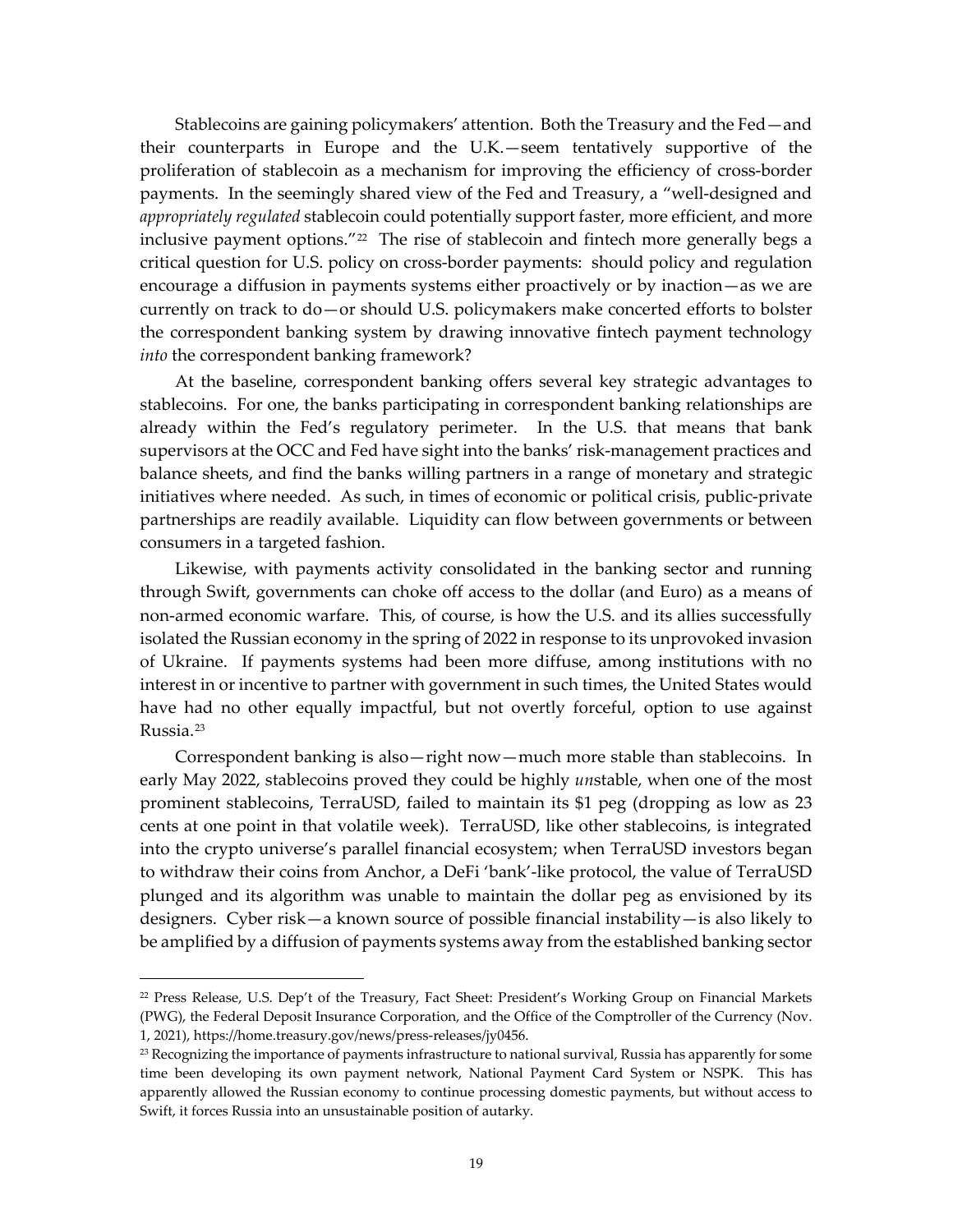Stablecoins are gaining policymakers' attention. Both the Treasury and the Fed—and their counterparts in Europe and the U.K.—seem tentatively supportive of the proliferation of stablecoin as a mechanism for improving the efficiency of cross-border payments. In the seemingly shared view of the Fed and Treasury, a "well-designed and *appropriately regulated* stablecoin could potentially support faster, more efficient, and more inclusive payment options."[22] The rise of stablecoin and fintech more generally begs a critical question for U.S. policy on cross-border payments: should policy and regulation encourage a diffusion in payments systems either proactively or by inaction—as we are currently on track to do—or should U.S. policymakers make concerted efforts to bolster the correspondent banking system by drawing innovative fintech payment technology *into* the correspondent banking framework?

At the baseline, correspondent banking offers several key strategic advantages to stablecoins. For one, the banks participating in correspondent banking relationships are already within the Fed's regulatory perimeter. In the U.S. that means that bank supervisors at the OCC and Fed have sight into the banks' risk-management practices and balance sheets, and find the banks willing partners in a range of monetary and strategic initiatives where needed. As such, in times of economic or political crisis, public-private partnerships are readily available. Liquidity can flow between governments or between consumers in a targeted fashion.

Likewise, with payments activity consolidated in the banking sector and running through Swift, governments can choke off access to the dollar (and Euro) as a means of non-armed economic warfare. This, of course, is how the U.S. and its allies successfully isolated the Russian economy in the spring of 2022 in response to its unprovoked invasion of Ukraine. If payments systems had been more diffuse, among institutions with no interest in or incentive to partner with government in such times, the United States would have had no other equally impactful, but not overtly forceful, option to use against Russia.[23]

Correspondent banking is also—right now—much more stable than stablecoins. In early May 2022, stablecoins proved they could be highly *un*stable, when one of the most prominent stablecoins, TerraUSD, failed to maintain its $1 peg (dropping as low as 23 cents at one point in that volatile week). TerraUSD, like other stablecoins, is integrated into the crypto universe's parallel financial ecosystem; when TerraUSD investors began to withdraw their coins from Anchor, a DeFi 'bank'-like protocol, the value of TerraUSD plunged and its algorithm was unable to maintain the dollar peg as envisioned by its designers. Cyber risk—a known source of possible financial instability—is also likely to be amplified by a diffusion of payments systems away from the established banking sector

---

[22] Press Release, U.S. Dep't of the Treasury, Fact Sheet: President's Working Group on Financial Markets (PWG), the Federal Deposit Insurance Corporation, and the Office of the Comptroller of the Currency (Nov. 1, 2021), https://home.treasury.gov/news/press-releases/jy0456.

[23] Recognizing the importance of payments infrastructure to national survival, Russia has apparently for some time been developing its own payment network, National Payment Card System or NSPK. This has apparently allowed the Russian economy to continue processing domestic payments, but without access to Swift, it forces Russia into an unsustainable position of autarky.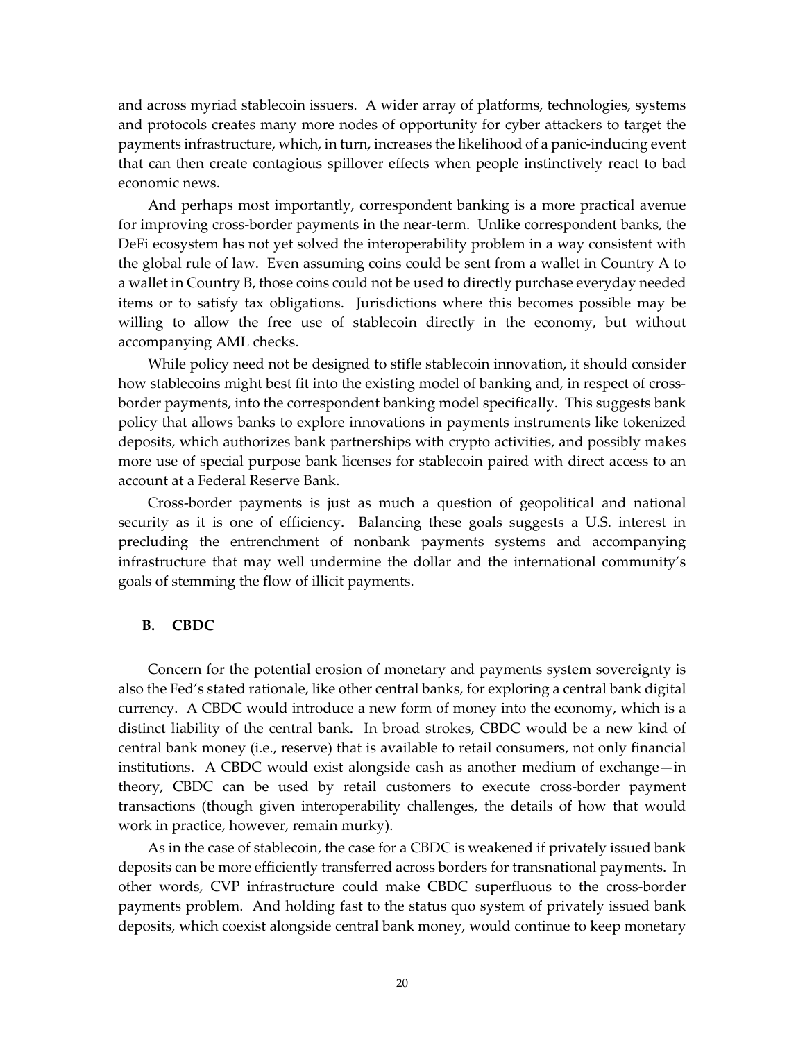and across myriad stablecoin issuers. A wider array of platforms, technologies, systems and protocols creates many more nodes of opportunity for cyber attackers to target the payments infrastructure, which, in turn, increases the likelihood of a panic-inducing event that can then create contagious spillover effects when people instinctively react to bad economic news.

And perhaps most importantly, correspondent banking is a more practical avenue for improving cross-border payments in the near-term. Unlike correspondent banks, the DeFi ecosystem has not yet solved the interoperability problem in a way consistent with the global rule of law. Even assuming coins could be sent from a wallet in Country A to a wallet in Country B, those coins could not be used to directly purchase everyday needed items or to satisfy tax obligations. Jurisdictions where this becomes possible may be willing to allow the free use of stablecoin directly in the economy, but without accompanying AML checks.

While policy need not be designed to stifle stablecoin innovation, it should consider how stablecoins might best fit into the existing model of banking and, in respect of cross-border payments, into the correspondent banking model specifically. This suggests bank policy that allows banks to explore innovations in payments instruments like tokenized deposits, which authorizes bank partnerships with crypto activities, and possibly makes more use of special purpose bank licenses for stablecoin paired with direct access to an account at a Federal Reserve Bank.

Cross-border payments is just as much a question of geopolitical and national security as it is one of efficiency. Balancing these goals suggests a U.S. interest in precluding the entrenchment of nonbank payments systems and accompanying infrastructure that may well undermine the dollar and the international community's goals of stemming the flow of illicit payments.

### B. CBDC

Concern for the potential erosion of monetary and payments system sovereignty is also the Fed's stated rationale, like other central banks, for exploring a central bank digital currency. A CBDC would introduce a new form of money into the economy, which is a distinct liability of the central bank. In broad strokes, CBDC would be a new kind of central bank money (i.e., reserve) that is available to retail consumers, not only financial institutions. A CBDC would exist alongside cash as another medium of exchange—in theory, CBDC can be used by retail customers to execute cross-border payment transactions (though given interoperability challenges, the details of how that would work in practice, however, remain murky).

As in the case of stablecoin, the case for a CBDC is weakened if privately issued bank deposits can be more efficiently transferred across borders for transnational payments. In other words, CVP infrastructure could make CBDC superfluous to the cross-border payments problem. And holding fast to the status quo system of privately issued bank deposits, which coexist alongside central bank money, would continue to keep monetary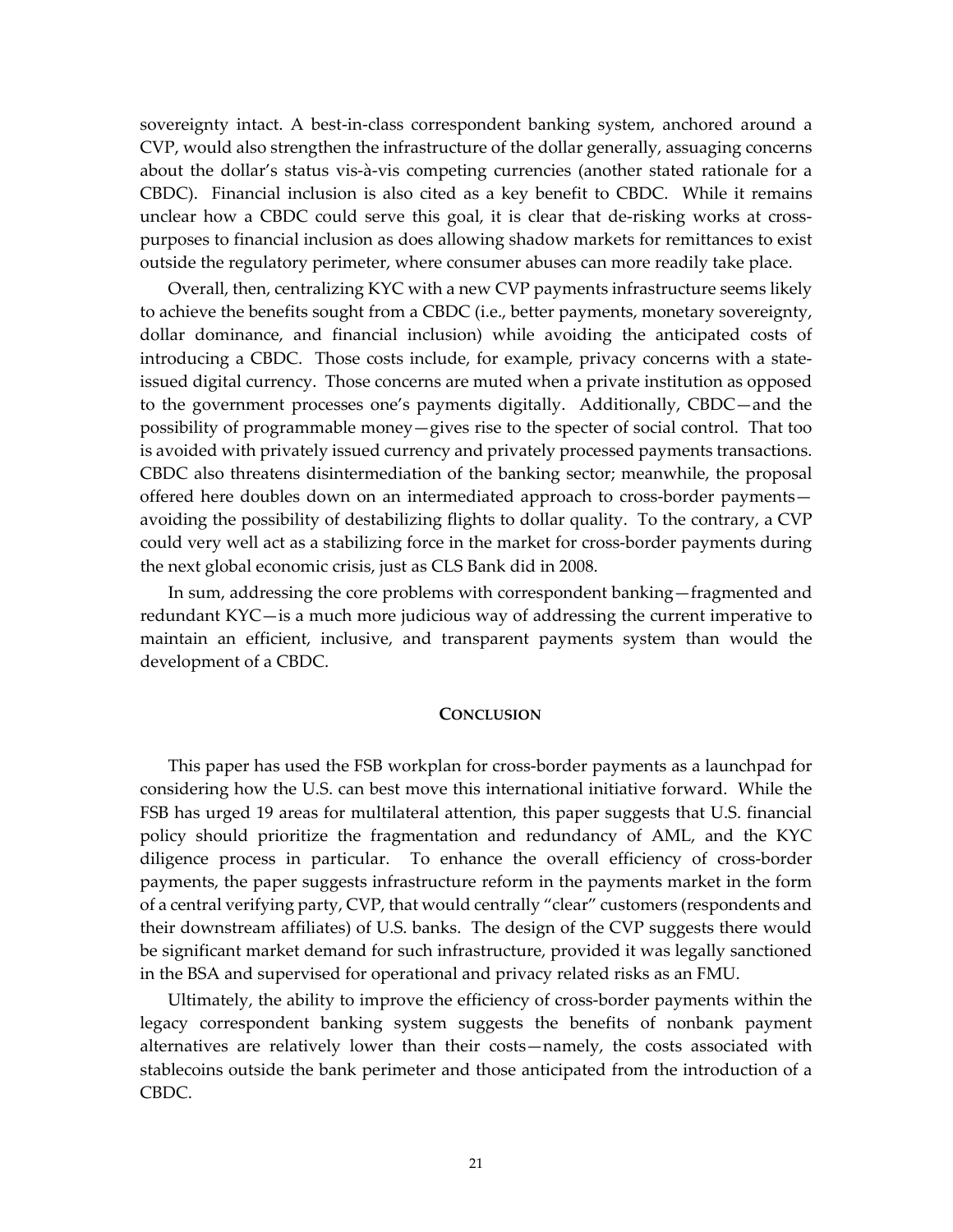sovereignty intact. A best-in-class correspondent banking system, anchored around a CVP, would also strengthen the infrastructure of the dollar generally, assuaging concerns about the dollar's status vis-à-vis competing currencies (another stated rationale for a CBDC). Financial inclusion is also cited as a key benefit to CBDC. While it remains unclear how a CBDC could serve this goal, it is clear that de-risking works at cross-purposes to financial inclusion as does allowing shadow markets for remittances to exist outside the regulatory perimeter, where consumer abuses can more readily take place.

Overall, then, centralizing KYC with a new CVP payments infrastructure seems likely to achieve the benefits sought from a CBDC (i.e., better payments, monetary sovereignty, dollar dominance, and financial inclusion) while avoiding the anticipated costs of introducing a CBDC. Those costs include, for example, privacy concerns with a state-issued digital currency. Those concerns are muted when a private institution as opposed to the government processes one's payments digitally. Additionally, CBDC—and the possibility of programmable money—gives rise to the specter of social control. That too is avoided with privately issued currency and privately processed payments transactions. CBDC also threatens disintermediation of the banking sector; meanwhile, the proposal offered here doubles down on an intermediated approach to cross-border payments—avoiding the possibility of destabilizing flights to dollar quality. To the contrary, a CVP could very well act as a stabilizing force in the market for cross-border payments during the next global economic crisis, just as CLS Bank did in 2008.

In sum, addressing the core problems with correspondent banking—fragmented and redundant KYC—is a much more judicious way of addressing the current imperative to maintain an efficient, inclusive, and transparent payments system than would the development of a CBDC.

## CONCLUSION

This paper has used the FSB workplan for cross-border payments as a launchpad for considering how the U.S. can best move this international initiative forward. While the FSB has urged 19 areas for multilateral attention, this paper suggests that U.S. financial policy should prioritize the fragmentation and redundancy of AML, and the KYC diligence process in particular. To enhance the overall efficiency of cross-border payments, the paper suggests infrastructure reform in the payments market in the form of a central verifying party, CVP, that would centrally "clear" customers (respondents and their downstream affiliates) of U.S. banks. The design of the CVP suggests there would be significant market demand for such infrastructure, provided it was legally sanctioned in the BSA and supervised for operational and privacy related risks as an FMU.

Ultimately, the ability to improve the efficiency of cross-border payments within the legacy correspondent banking system suggests the benefits of nonbank payment alternatives are relatively lower than their costs—namely, the costs associated with stablecoins outside the bank perimeter and those anticipated from the introduction of a CBDC.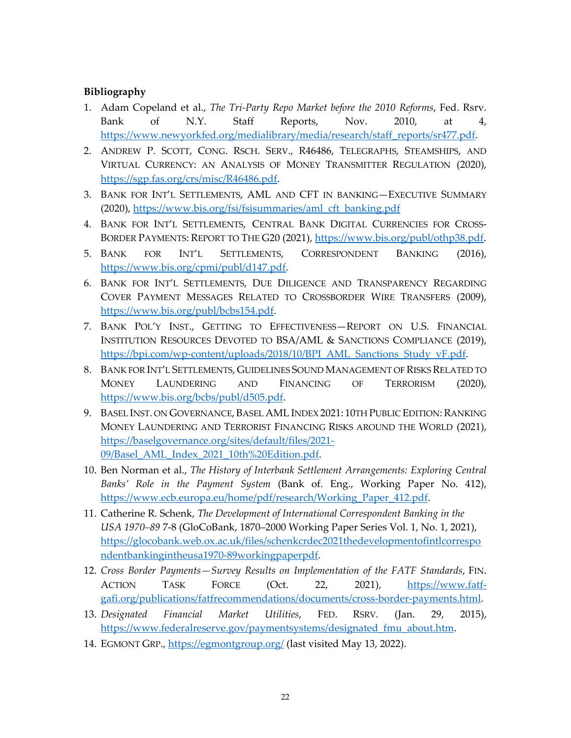**Bibliography**

1. Adam Copeland et al., *The Tri-Party Repo Market before the 2010 Reforms*, Fed. Rsrv. Bank of N.Y. Staff Reports, Nov. 2010, at 4, https://www.newyorkfed.org/medialibrary/media/research/staff_reports/sr477.pdf.
2. ANDREW P. SCOTT, CONG. RSCH. SERV., R46486, TELEGRAPHS, STEAMSHIPS, AND VIRTUAL CURRENCY: AN ANALYSIS OF MONEY TRANSMITTER REGULATION (2020), https://sgp.fas.org/crs/misc/R46486.pdf.
3. BANK FOR INT'L SETTLEMENTS, AML AND CFT IN BANKING—EXECUTIVE SUMMARY (2020), https://www.bis.org/fsi/fsisummaries/aml_cft_banking.pdf
4. BANK FOR INT'L SETTLEMENTS, CENTRAL BANK DIGITAL CURRENCIES FOR CROSS-BORDER PAYMENTS: REPORT TO THE G20 (2021), https://www.bis.org/publ/othp38.pdf.
5. BANK FOR INT'L SETTLEMENTS, CORRESPONDENT BANKING (2016), https://www.bis.org/cpmi/publ/d147.pdf.
6. BANK FOR INT'L SETTLEMENTS, DUE DILIGENCE AND TRANSPARENCY REGARDING COVER PAYMENT MESSAGES RELATED TO CROSSBORDER WIRE TRANSFERS (2009), https://www.bis.org/publ/bcbs154.pdf.
7. BANK POL'Y INST., GETTING TO EFFECTIVENESS—REPORT ON U.S. FINANCIAL INSTITUTION RESOURCES DEVOTED TO BSA/AML & SANCTIONS COMPLIANCE (2019), https://bpi.com/wp-content/uploads/2018/10/BPI_AML_Sanctions_Study_vF.pdf.
8. BANK FOR INT'L SETTLEMENTS, GUIDELINES SOUND MANAGEMENT OF RISKS RELATED TO MONEY LAUNDERING AND FINANCING OF TERRORISM (2020), https://www.bis.org/bcbs/publ/d505.pdf.
9. BASEL INST. ON GOVERNANCE, BASEL AML INDEX 2021: 10TH PUBLIC EDITION: RANKING MONEY LAUNDERING AND TERRORIST FINANCING RISKS AROUND THE WORLD (2021), https://baselgovernance.org/sites/default/files/2021-09/Basel_AML_Index_2021_10th%20Edition.pdf.
10. Ben Norman et al., *The History of Interbank Settlement Arrangements: Exploring Central Banks' Role in the Payment System* (Bank of. Eng., Working Paper No. 412), https://www.ecb.europa.eu/home/pdf/research/Working_Paper_412.pdf.
11. Catherine R. Schenk, *The Development of International Correspondent Banking in the USA 1970–89* 7-8 (GloCoBank, 1870–2000 Working Paper Series Vol. 1, No. 1, 2021), https://glocobank.web.ox.ac.uk/files/schenkcrdec2021thedevelopmentofintlcorrespondentbankingintheusa1970-89workingpaperpdf.
12. *Cross Border Payments—Survey Results on Implementation of the FATF Standards*, FIN. ACTION TASK FORCE (Oct. 22, 2021), https://www.fatf-gafi.org/publications/fatfrecommendations/documents/cross-border-payments.html.
13. *Designated Financial Market Utilities*, FED. RSRV. (Jan. 29, 2015), https://www.federalreserve.gov/paymentsystems/designated_fmu_about.htm.
14. EGMONT GRP., https://egmontgroup.org/ (last visited May 13, 2022).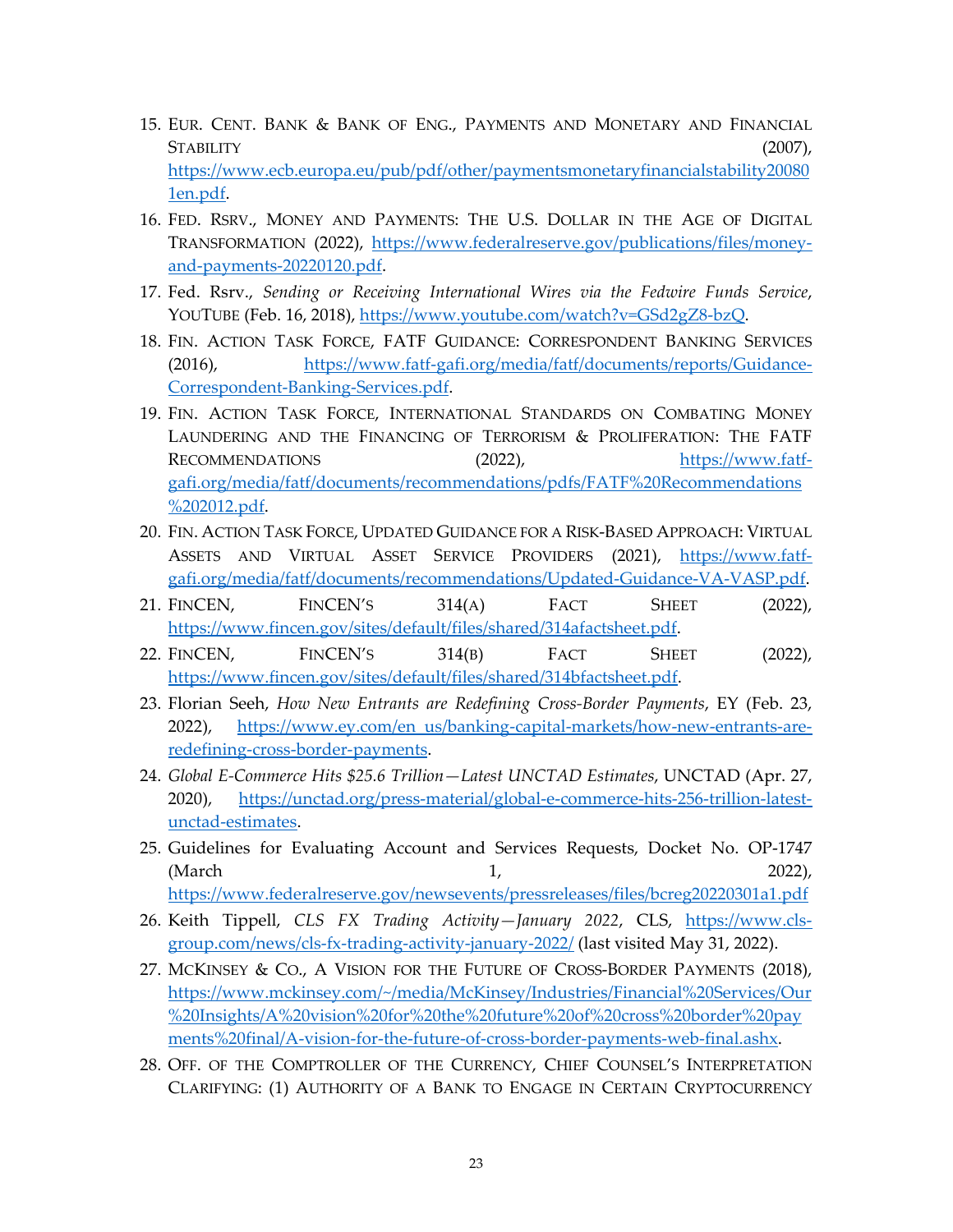15. EUR. CENT. BANK & BANK OF ENG., PAYMENTS AND MONETARY AND FINANCIAL STABILITY (2007), https://www.ecb.europa.eu/pub/pdf/other/paymentsmonetaryfinancialstability200801en.pdf.
16. FED. RSRV., MONEY AND PAYMENTS: THE U.S. DOLLAR IN THE AGE OF DIGITAL TRANSFORMATION (2022), https://www.federalreserve.gov/publications/files/money-and-payments-20220120.pdf.
17. Fed. Rsrv., *Sending or Receiving International Wires via the Fedwire Funds Service*, YOUTUBE (Feb. 16, 2018), https://www.youtube.com/watch?v=GSd2gZ8-bzQ.
18. FIN. ACTION TASK FORCE, FATF GUIDANCE: CORRESPONDENT BANKING SERVICES (2016), https://www.fatf-gafi.org/media/fatf/documents/reports/Guidance-Correspondent-Banking-Services.pdf.
19. FIN. ACTION TASK FORCE, INTERNATIONAL STANDARDS ON COMBATING MONEY LAUNDERING AND THE FINANCING OF TERRORISM & PROLIFERATION: THE FATF RECOMMENDATIONS (2022), https://www.fatf-gafi.org/media/fatf/documents/recommendations/pdfs/FATF%20Recommendations%202012.pdf.
20. FIN. ACTION TASK FORCE, UPDATED GUIDANCE FOR A RISK-BASED APPROACH: VIRTUAL ASSETS AND VIRTUAL ASSET SERVICE PROVIDERS (2021), https://www.fatf-gafi.org/media/fatf/documents/recommendations/Updated-Guidance-VA-VASP.pdf.
21. FINCEN, FINCEN'S 314(A) FACT SHEET (2022), https://www.fincen.gov/sites/default/files/shared/314afactsheet.pdf.
22. FINCEN, FINCEN'S 314(B) FACT SHEET (2022), https://www.fincen.gov/sites/default/files/shared/314bfactsheet.pdf.
23. Florian Seeh, *How New Entrants are Redefining Cross-Border Payments*, EY (Feb. 23, 2022), https://www.ey.com/en_us/banking-capital-markets/how-new-entrants-are-redefining-cross-border-payments.
24. *Global E-Commerce Hits $25.6 Trillion—Latest UNCTAD Estimates*, UNCTAD (Apr. 27, 2020), https://unctad.org/press-material/global-e-commerce-hits-256-trillion-latest-unctad-estimates.
25. Guidelines for Evaluating Account and Services Requests, Docket No. OP-1747 (March 1, 2022), https://www.federalreserve.gov/newsevents/pressreleases/files/bcreg20220301a1.pdf
26. Keith Tippell, *CLS FX Trading Activity—January 2022*, CLS, https://www.cls-group.com/news/cls-fx-trading-activity-january-2022/ (last visited May 31, 2022).
27. MCKINSEY & CO., A VISION FOR THE FUTURE OF CROSS-BORDER PAYMENTS (2018), https://www.mckinsey.com/~/media/McKinsey/Industries/Financial%20Services/Our%20Insights/A%20vision%20for%20the%20future%20of%20cross%20border%20payments%20final/A-vision-for-the-future-of-cross-border-payments-web-final.ashx.
28. OFF. OF THE COMPTROLLER OF THE CURRENCY, CHIEF COUNSEL'S INTERPRETATION CLARIFYING: (1) AUTHORITY OF A BANK TO ENGAGE IN CERTAIN CRYPTOCURRENCY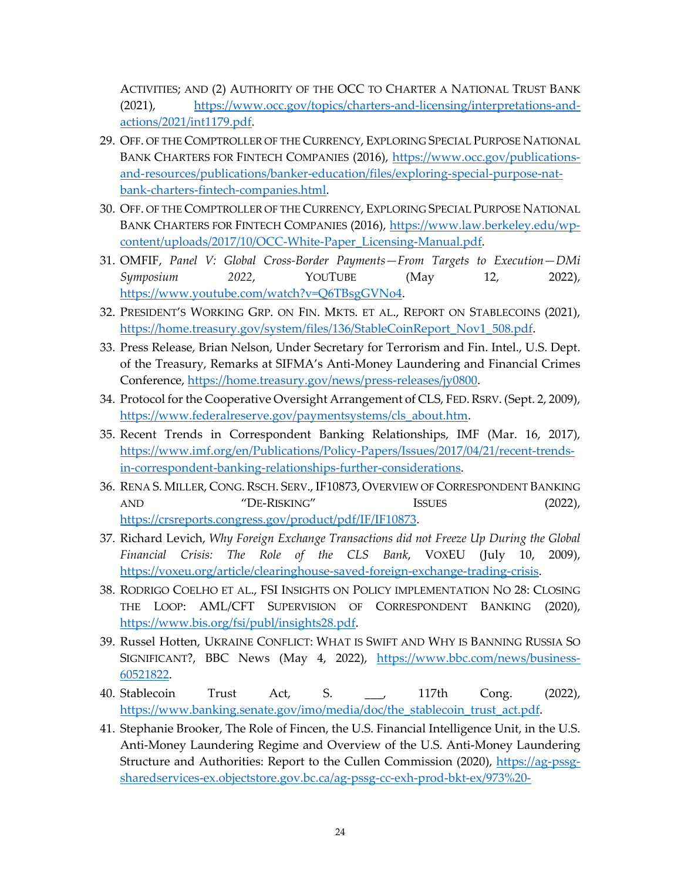ACTIVITIES; AND (2) AUTHORITY OF THE OCC TO CHARTER A NATIONAL TRUST BANK (2021), https://www.occ.gov/topics/charters-and-licensing/interpretations-and-actions/2021/int1179.pdf.

29. OFF. OF THE COMPTROLLER OF THE CURRENCY, EXPLORING SPECIAL PURPOSE NATIONAL BANK CHARTERS FOR FINTECH COMPANIES (2016), https://www.occ.gov/publications-and-resources/publications/banker-education/files/exploring-special-purpose-nat-bank-charters-fintech-companies.html.
30. OFF. OF THE COMPTROLLER OF THE CURRENCY, EXPLORING SPECIAL PURPOSE NATIONAL BANK CHARTERS FOR FINTECH COMPANIES (2016), https://www.law.berkeley.edu/wp-content/uploads/2017/10/OCC-White-Paper_Licensing-Manual.pdf.
31. OMFIF, *Panel V: Global Cross-Border Payments—From Targets to Execution—DMi Symposium 2022*, YOUTUBE (May 12, 2022), https://www.youtube.com/watch?v=Q6TBsgGVNo4.
32. PRESIDENT'S WORKING GRP. ON FIN. MKTS. ET AL., REPORT ON STABLECOINS (2021), https://home.treasury.gov/system/files/136/StableCoinReport_Nov1_508.pdf.
33. Press Release, Brian Nelson, Under Secretary for Terrorism and Fin. Intel., U.S. Dept. of the Treasury, Remarks at SIFMA's Anti-Money Laundering and Financial Crimes Conference, https://home.treasury.gov/news/press-releases/jy0800.
34. Protocol for the Cooperative Oversight Arrangement of CLS, FED. RSRV. (Sept. 2, 2009), https://www.federalreserve.gov/paymentsystems/cls_about.htm.
35. Recent Trends in Correspondent Banking Relationships, IMF (Mar. 16, 2017), https://www.imf.org/en/Publications/Policy-Papers/Issues/2017/04/21/recent-trends-in-correspondent-banking-relationships-further-considerations.
36. RENA S. MILLER, CONG. RSCH. SERV., IF10873, OVERVIEW OF CORRESPONDENT BANKING AND "DE-RISKING" ISSUES (2022), https://crsreports.congress.gov/product/pdf/IF/IF10873.
37. Richard Levich, *Why Foreign Exchange Transactions did not Freeze Up During the Global Financial Crisis: The Role of the CLS Bank*, VOXEU (July 10, 2009), https://voxeu.org/article/clearinghouse-saved-foreign-exchange-trading-crisis.
38. RODRIGO COELHO ET AL., FSI INSIGHTS ON POLICY IMPLEMENTATION NO 28: CLOSING THE LOOP: AML/CFT SUPERVISION OF CORRESPONDENT BANKING (2020), https://www.bis.org/fsi/publ/insights28.pdf.
39. Russel Hotten, UKRAINE CONFLICT: WHAT IS SWIFT AND WHY IS BANNING RUSSIA SO SIGNIFICANT?, BBC News (May 4, 2022), https://www.bbc.com/news/business-60521822.
40. Stablecoin Trust Act, S. ___, 117th Cong. (2022), https://www.banking.senate.gov/imo/media/doc/the_stablecoin_trust_act.pdf.
41. Stephanie Brooker, The Role of Fincen, the U.S. Financial Intelligence Unit, in the U.S. Anti-Money Laundering Regime and Overview of the U.S. Anti-Money Laundering Structure and Authorities: Report to the Cullen Commission (2020), https://ag-pssg-sharedservices-ex.objectstore.gov.bc.ca/ag-pssg-cc-exh-prod-bkt-ex/973%20-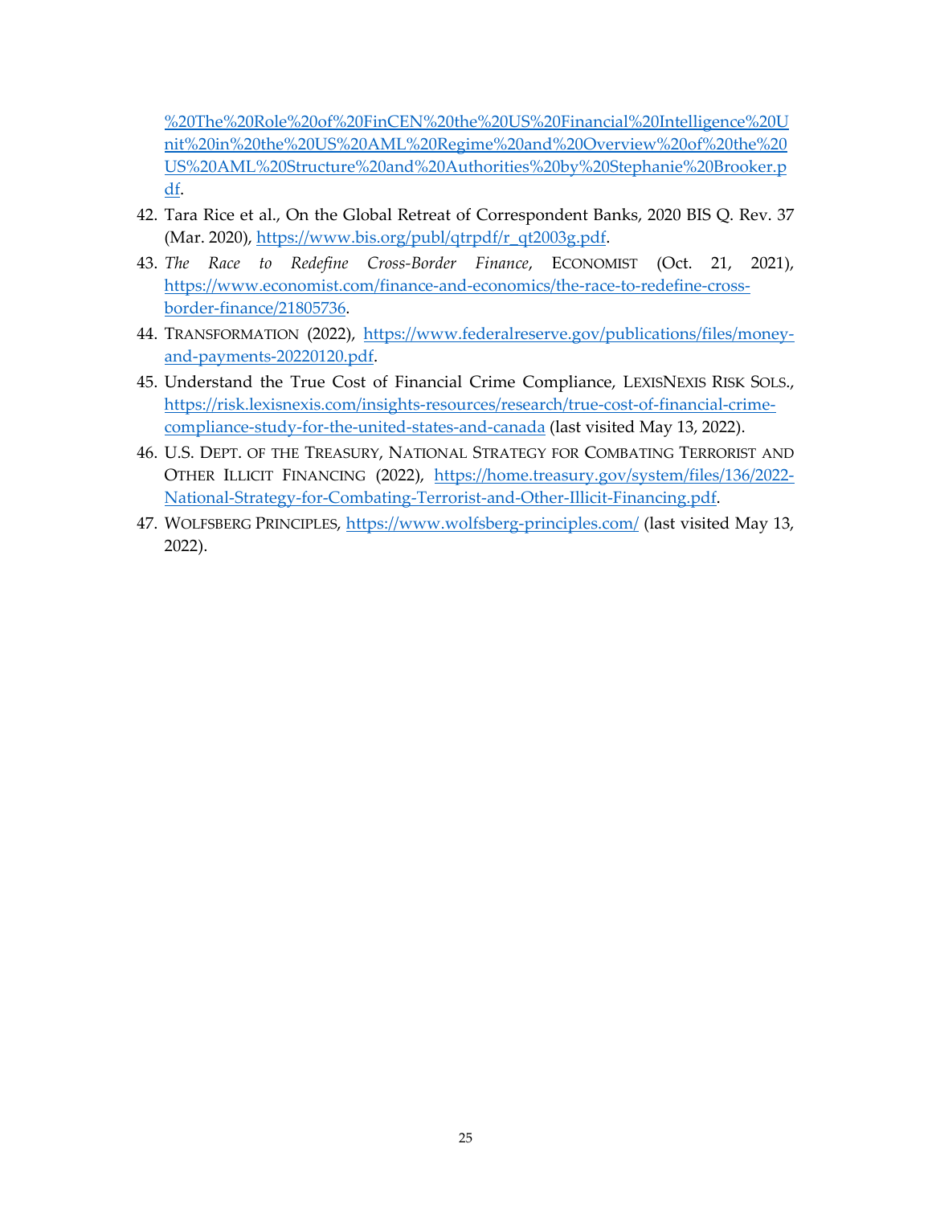%20The%20Role%20of%20FinCEN%20the%20US%20Financial%20Intelligence%20Unit%20in%20the%20US%20AML%20Regime%20and%20Overview%20of%20the%20US%20AML%20Structure%20and%20Authorities%20by%20Stephanie%20Brooker.pdf.

42. Tara Rice et al., On the Global Retreat of Correspondent Banks, 2020 BIS Q. Rev. 37 (Mar. 2020), https://www.bis.org/publ/qtrpdf/r_qt2003g.pdf.
43. *The Race to Redefine Cross-Border Finance*, ECONOMIST (Oct. 21, 2021), https://www.economist.com/finance-and-economics/the-race-to-redefine-cross-border-finance/21805736.
44. TRANSFORMATION (2022), https://www.federalreserve.gov/publications/files/money-and-payments-20220120.pdf.
45. Understand the True Cost of Financial Crime Compliance, LEXISNEXIS RISK SOLS., https://risk.lexisnexis.com/insights-resources/research/true-cost-of-financial-crime-compliance-study-for-the-united-states-and-canada (last visited May 13, 2022).
46. U.S. DEPT. OF THE TREASURY, NATIONAL STRATEGY FOR COMBATING TERRORIST AND OTHER ILLICIT FINANCING (2022), https://home.treasury.gov/system/files/136/2022-National-Strategy-for-Combating-Terrorist-and-Other-Illicit-Financing.pdf.
47. WOLFSBERG PRINCIPLES, https://www.wolfsberg-principles.com/ (last visited May 13, 2022).